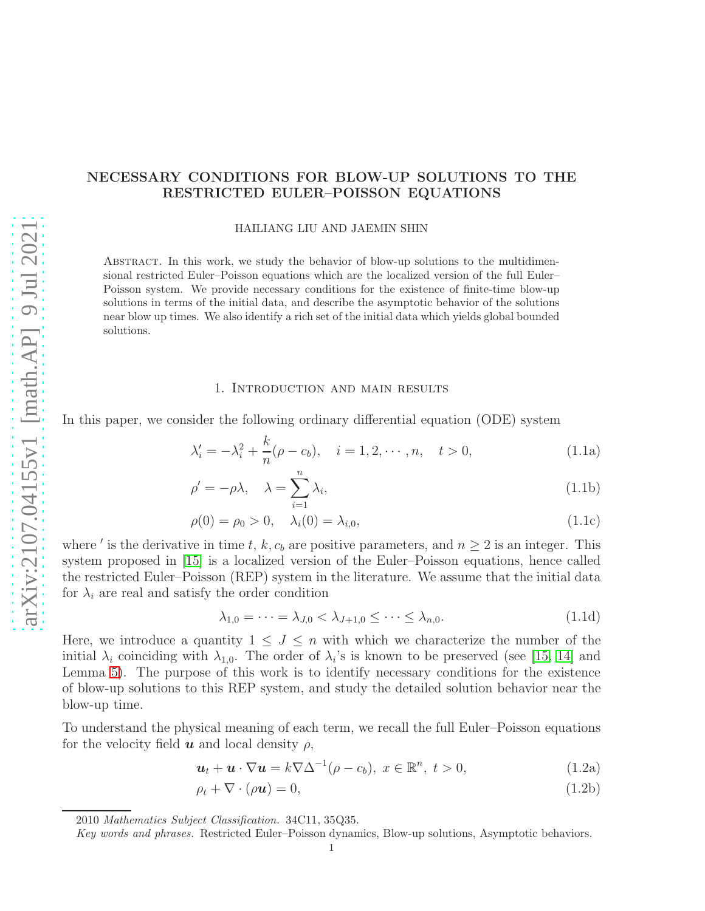# NECESSARY CONDITIONS FOR BLOW-UP SOLUTIONS TO THE RESTRICTED EULER–POISSON EQUATIONS

HAILIANG LIU AND JAEMIN SHIN

Abstract. In this work, we study the behavior of blow-up solutions to the multidimensional restricted Euler–Poisson equations which are the localized version of the full Euler–Poisson system. We provide necessary conditions for the existence of finite-time blow-up solutions in terms of the initial data, and describe the asymptotic behavior of the solutions near blow up times. We also identify a rich set of the initial data which yields global bounded solutions.

## 1. Introduction and main results

In this paper, we consider the following ordinary differential equation (ODE) system

$$\lambda_i' = -\lambda_i^2 + \frac{k}{n}(\rho - c_b), \quad i = 1, 2, \cdots, n, \quad t > 0, \tag{1.1a}$$

$$\rho' = -\rho\lambda, \quad \lambda = \sum_{i=1}^{n} \lambda_i, \tag{1.1b}$$

$$\rho(0) = \rho_0 > 0, \quad \lambda_i(0) = \lambda_{i,0}, \tag{1.1c}$$

where $'$ is the derivative in time $t$, $k$, $c_b$ are positive parameters, and $n \geq 2$ is an integer. This system proposed in [15] is a localized version of the Euler–Poisson equations, hence called the restricted Euler–Poisson (REP) system in the literature. We assume that the initial data for $\lambda_i$ are real and satisfy the order condition

$$\lambda_{1,0} = \cdots = \lambda_{J,0} < \lambda_{J+1,0} \leq \cdots \leq \lambda_{n,0}. \tag{1.1d}$$

Here, we introduce a quantity $1 \leq J \leq n$ with which we characterize the number of the initial $\lambda_i$ coinciding with $\lambda_{1,0}$. The order of $\lambda_i$'s is known to be preserved (see [15, 14] and Lemma 5). The purpose of this work is to identify necessary conditions for the existence of blow-up solutions to this REP system, and study the detailed solution behavior near the blow-up time.

To understand the physical meaning of each term, we recall the full Euler–Poisson equations for the velocity field $\boldsymbol{u}$ and local density $\rho$,

$$\boldsymbol{u}_t + \boldsymbol{u} \cdot \nabla \boldsymbol{u} = k \nabla \Delta^{-1}(\rho - c_b), \; x \in \mathbb{R}^n, \; t > 0, \tag{1.2a}$$

$$\rho_t + \nabla \cdot (\rho \boldsymbol{u}) = 0, \tag{1.2b}$$

2010 *Mathematics Subject Classification.* 34C11, 35Q35.

*Key words and phrases.* Restricted Euler–Poisson dynamics, Blow-up solutions, Asymptotic behaviors.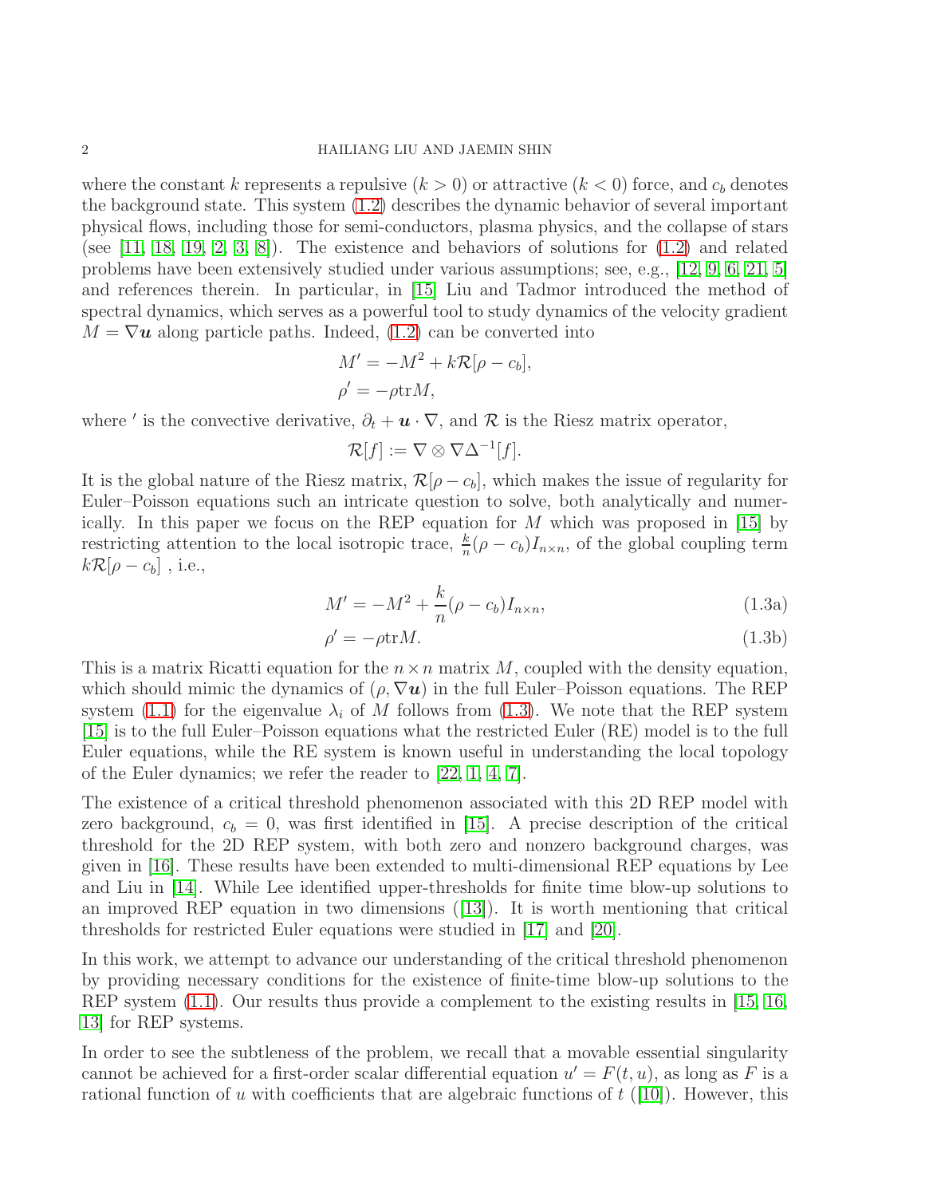where the constant $k$ represents a repulsive ($k > 0$) or attractive ($k < 0$) force, and $c_b$ denotes the background state. This system (1.2) describes the dynamic behavior of several important physical flows, including those for semi-conductors, plasma physics, and the collapse of stars (see [11, 18, 19, 2, 3, 8]). The existence and behaviors of solutions for (1.2) and related problems have been extensively studied under various assumptions; see, e.g., [12, 9, 6, 21, 5] and references therein. In particular, in [15] Liu and Tadmor introduced the method of spectral dynamics, which serves as a powerful tool to study dynamics of the velocity gradient $M = \nabla \boldsymbol{u}$ along particle paths. Indeed, (1.2) can be converted into

$$
\begin{aligned}
M' &= -M^2 + k\mathcal{R}[\rho - c_b], \\
\rho' &= -\rho \mathrm{tr} M,
\end{aligned}
$$

where $'$ is the convective derivative, $\partial_t + \boldsymbol{u} \cdot \nabla$, and $\mathcal{R}$ is the Riesz matrix operator,

$$
\mathcal{R}[f] := \nabla \otimes \nabla \Delta^{-1}[f].
$$

It is the global nature of the Riesz matrix, $\mathcal{R}[\rho - c_b]$, which makes the issue of regularity for Euler–Poisson equations such an intricate question to solve, both analytically and numerically. In this paper we focus on the REP equation for $M$ which was proposed in [15] by restricting attention to the local isotropic trace, $\frac{k}{n}(\rho - c_b)I_{n\times n}$, of the global coupling term $k\mathcal{R}[\rho - c_b]$ , i.e.,

$$
M' = -M^2 + \frac{k}{n}(\rho - c_b)I_{n\times n}, \tag{1.3a}
$$

$$
\rho' = -\rho \mathrm{tr} M. \tag{1.3b}
$$

This is a matrix Ricatti equation for the $n \times n$ matrix $M$, coupled with the density equation, which should mimic the dynamics of $(\rho, \nabla \boldsymbol{u})$ in the full Euler–Poisson equations. The REP system (1.1) for the eigenvalue $\lambda_i$ of $M$ follows from (1.3). We note that the REP system [15] is to the full Euler–Poisson equations what the restricted Euler (RE) model is to the full Euler equations, while the RE system is known useful in understanding the local topology of the Euler dynamics; we refer the reader to [22, 1, 4, 7].

The existence of a critical threshold phenomenon associated with this 2D REP model with zero background, $c_b = 0$, was first identified in [15]. A precise description of the critical threshold for the 2D REP system, with both zero and nonzero background charges, was given in [16]. These results have been extended to multi-dimensional REP equations by Lee and Liu in [14]. While Lee identified upper-thresholds for finite time blow-up solutions to an improved REP equation in two dimensions ([13]). It is worth mentioning that critical thresholds for restricted Euler equations were studied in [17] and [20].

In this work, we attempt to advance our understanding of the critical threshold phenomenon by providing necessary conditions for the existence of finite-time blow-up solutions to the REP system (1.1). Our results thus provide a complement to the existing results in [15, 16, 13] for REP systems.

In order to see the subtleness of the problem, we recall that a movable essential singularity cannot be achieved for a first-order scalar differential equation $u' = F(t, u)$, as long as $F$ is a rational function of $u$ with coefficients that are algebraic functions of $t$ ([10]). However, this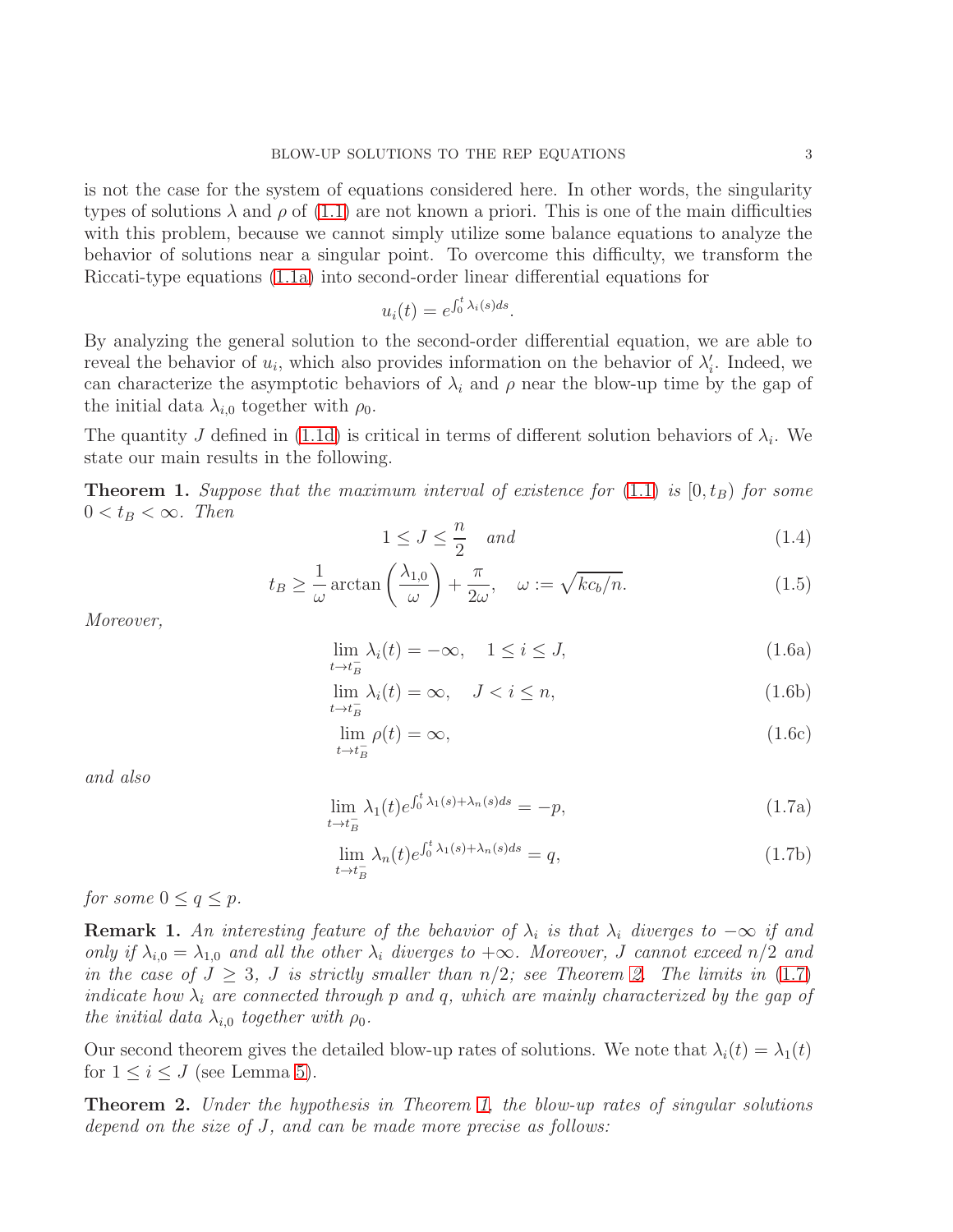is not the case for the system of equations considered here. In other words, the singularity types of solutions $\lambda$ and $\rho$ of (1.1) are not known a priori. This is one of the main difficulties with this problem, because we cannot simply utilize some balance equations to analyze the behavior of solutions near a singular point. To overcome this difficulty, we transform the Riccati-type equations (1.1a) into second-order linear differential equations for

$$u_i(t) = e^{\int_0^t \lambda_i(s)ds}.$$

By analyzing the general solution to the second-order differential equation, we are able to reveal the behavior of $u_i$, which also provides information on the behavior of $\lambda_i'$. Indeed, we can characterize the asymptotic behaviors of $\lambda_i$ and $\rho$ near the blow-up time by the gap of the initial data $\lambda_{i,0}$ together with $\rho_0$.

The quantity $J$ defined in (1.1d) is critical in terms of different solution behaviors of $\lambda_i$. We state our main results in the following.

**Theorem 1.** *Suppose that the maximum interval of existence for (1.1) is $[0, t_B)$ for some $0 < t_B < \infty$. Then*

$$1 \leq J \leq \frac{n}{2} \quad \text{and} \tag{1.4}$$

$$t_B \geq \frac{1}{\omega} \arctan\left(\frac{\lambda_{1,0}}{\omega}\right) + \frac{\pi}{2\omega}, \quad \omega := \sqrt{kc_b/n}. \tag{1.5}$$

*Moreover,*

$$\lim_{t \to t_B^-} \lambda_i(t) = -\infty, \quad 1 \leq i \leq J, \tag{1.6a}$$

$$\lim_{t \to t_B^-} \lambda_i(t) = \infty, \quad J < i \leq n, \tag{1.6b}$$

$$\lim_{t \to t_B^-} \rho(t) = \infty, \tag{1.6c}$$

*and also*

$$\lim_{t \to t_B^-} \lambda_1(t) e^{\int_0^t \lambda_1(s) + \lambda_n(s) ds} = -p, \tag{1.7a}$$

$$\lim_{t \to t_B^-} \lambda_n(t) e^{\int_0^t \lambda_1(s) + \lambda_n(s) ds} = q, \tag{1.7b}$$

*for some $0 \leq q \leq p$.*

**Remark 1.** *An interesting feature of the behavior of $\lambda_i$ is that $\lambda_i$ diverges to $-\infty$ if and only if $\lambda_{i,0} = \lambda_{1,0}$ and all the other $\lambda_i$ diverges to $+\infty$. Moreover, $J$ cannot exceed $n/2$ and in the case of $J \geq 3$, $J$ is strictly smaller than $n/2$; see Theorem 2. The limits in (1.7) indicate how $\lambda_i$ are connected through $p$ and $q$, which are mainly characterized by the gap of the initial data $\lambda_{i,0}$ together with $\rho_0$.*

Our second theorem gives the detailed blow-up rates of solutions. We note that $\lambda_i(t) = \lambda_1(t)$ for $1 \leq i \leq J$ (see Lemma 5).

**Theorem 2.** *Under the hypothesis in Theorem 1, the blow-up rates of singular solutions depend on the size of $J$, and can be made more precise as follows:*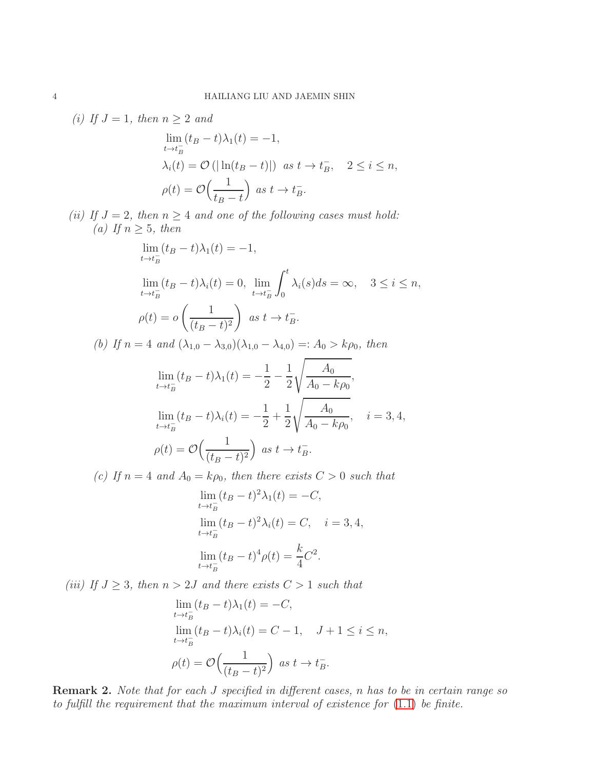*(i) If $J = 1$, then $n \geq 2$ and*

$$
\begin{aligned}
&\lim_{t \to t_B^-} (t_B - t)\lambda_1(t) = -1, \\
&\lambda_i(t) = \mathcal{O}\left(|\ln(t_B - t)|\right) \text{ as } t \to t_B^-, \quad 2 \leq i \leq n, \\
&\rho(t) = \mathcal{O}\Big(\frac{1}{t_B - t}\Big) \text{ as } t \to t_B^-.
\end{aligned}
$$

*(ii) If $J = 2$, then $n \geq 4$ and one of the following cases must hold:*

*(a) If $n \geq 5$, then*

$$
\begin{aligned}
&\lim_{t \to t_B^-} (t_B - t)\lambda_1(t) = -1, \\
&\lim_{t \to t_B^-} (t_B - t)\lambda_i(t) = 0, \ \lim_{t \to t_B^-} \int_0^t \lambda_i(s) ds = \infty, \quad 3 \leq i \leq n, \\
&\rho(t) = o\left(\frac{1}{(t_B - t)^2}\right) \text{ as } t \to t_B^-.
\end{aligned}
$$

*(b) If $n = 4$ and $(\lambda_{1,0} - \lambda_{3,0})(\lambda_{1,0} - \lambda_{4,0}) =: A_0 > k\rho_0$, then*

$$
\begin{aligned}
&\lim_{t \to t_B^-} (t_B - t)\lambda_1(t) = -\frac{1}{2} - \frac{1}{2}\sqrt{\frac{A_0}{A_0 - k\rho_0}}, \\
&\lim_{t \to t_B^-} (t_B - t)\lambda_i(t) = -\frac{1}{2} + \frac{1}{2}\sqrt{\frac{A_0}{A_0 - k\rho_0}}, \quad i = 3, 4, \\
&\rho(t) = \mathcal{O}\Big(\frac{1}{(t_B - t)^2}\Big) \text{ as } t \to t_B^-.
\end{aligned}
$$

*(c) If $n = 4$ and $A_0 = k\rho_0$, then there exists $C > 0$ such that*

$$
\begin{aligned}
&\lim_{t \to t_B^-} (t_B - t)^2\lambda_1(t) = -C, \\
&\lim_{t \to t_B^-} (t_B - t)^2\lambda_i(t) = C, \quad i = 3, 4, \\
&\lim_{t \to t_B^-} (t_B - t)^4\rho(t) = \frac{k}{4}C^2.
\end{aligned}
$$

*(iii) If $J \geq 3$, then $n > 2J$ and there exists $C > 1$ such that*

$$
\begin{aligned}
&\lim_{t \to t_B^-} (t_B - t)\lambda_1(t) = -C, \\
&\lim_{t \to t_B^-} (t_B - t)\lambda_i(t) = C - 1, \quad J + 1 \leq i \leq n, \\
&\rho(t) = \mathcal{O}\Big(\frac{1}{(t_B - t)^2}\Big) \text{ as } t \to t_B^-.
\end{aligned}
$$

**Remark 2.** *Note that for each $J$ specified in different cases, $n$ has to be in certain range so to fulfill the requirement that the maximum interval of existence for (1.1) be finite.*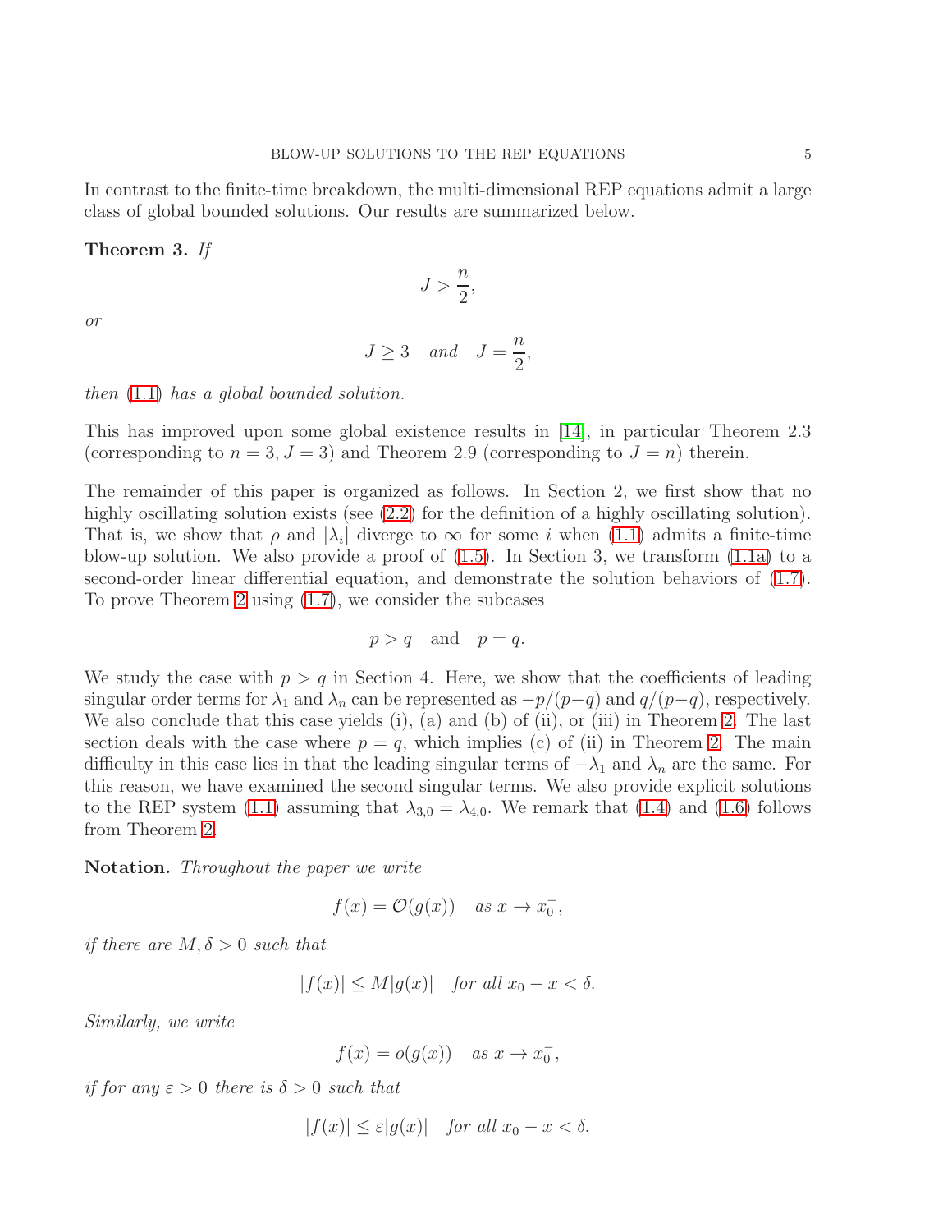In contrast to the finite-time breakdown, the multi-dimensional REP equations admit a large class of global bounded solutions. Our results are summarized below.

**Theorem 3.** *If*

$$J > \frac{n}{2},$$

*or*

$$J \geq 3 \quad \text{and} \quad J = \frac{n}{2},$$

*then* (1.1) *has a global bounded solution.*

This has improved upon some global existence results in [14], in particular Theorem 2.3 (corresponding to $n = 3, J = 3$) and Theorem 2.9 (corresponding to $J = n$) therein.

The remainder of this paper is organized as follows. In Section 2, we first show that no highly oscillating solution exists (see (2.2) for the definition of a highly oscillating solution). That is, we show that $\rho$ and $|\lambda_i|$ diverge to $\infty$ for some $i$ when (1.1) admits a finite-time blow-up solution. We also provide a proof of (1.5). In Section 3, we transform (1.1a) to a second-order linear differential equation, and demonstrate the solution behaviors of (1.7). To prove Theorem 2 using (1.7), we consider the subcases

$$p > q \quad \text{and} \quad p = q.$$

We study the case with $p > q$ in Section 4. Here, we show that the coefficients of leading singular order terms for $\lambda_1$ and $\lambda_n$ can be represented as $-p/(p-q)$ and $q/(p-q)$, respectively. We also conclude that this case yields (i), (a) and (b) of (ii), or (iii) in Theorem 2. The last section deals with the case where $p = q$, which implies (c) of (ii) in Theorem 2. The main difficulty in this case lies in that the leading singular terms of $-\lambda_1$ and $\lambda_n$ are the same. For this reason, we have examined the second singular terms. We also provide explicit solutions to the REP system (1.1) assuming that $\lambda_{3,0} = \lambda_{4,0}$. We remark that (1.4) and (1.6) follows from Theorem 2.

**Notation.** *Throughout the paper we write*

$$f(x) = \mathcal{O}(g(x)) \quad \text{as } x \to x_0^-,$$

*if there are $M, \delta > 0$ such that*

$$|f(x)| \leq M|g(x)| \quad \text{for all } x_0 - x < \delta.$$

*Similarly, we write*

$$f(x) = o(g(x)) \quad \text{as } x \to x_0^-,$$

*if for any $\varepsilon > 0$ there is $\delta > 0$ such that*

$$|f(x)| \leq \varepsilon|g(x)| \quad \text{for all } x_0 - x < \delta.$$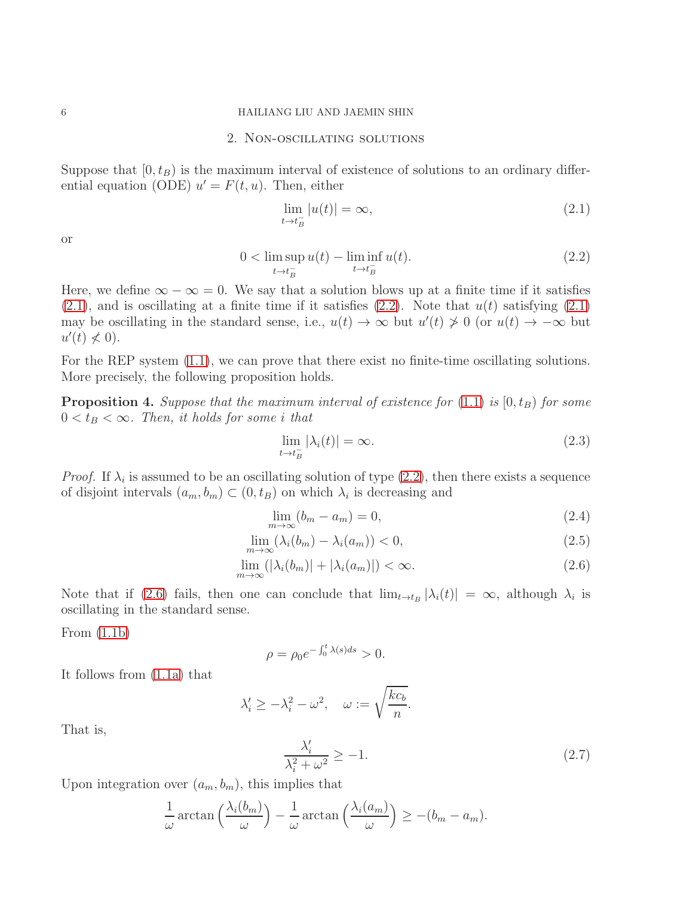## 2. Non-oscillating solutions

Suppose that $[0, t_B)$ is the maximum interval of existence of solutions to an ordinary differential equation (ODE) $u' = F(t, u)$. Then, either

$$\lim_{t \to t_B^-} |u(t)| = \infty, \tag{2.1}$$

or

$$0 < \limsup_{t \to t_B^-} u(t) - \liminf_{t \to t_B^-} u(t). \tag{2.2}$$

Here, we define $\infty - \infty = 0$. We say that a solution blows up at a finite time if it satisfies (2.1), and is oscillating at a finite time if it satisfies (2.2). Note that $u(t)$ satisfying (2.1) may be oscillating in the standard sense, i.e., $u(t) \to \infty$ but $u'(t) \not> 0$ (or $u(t) \to -\infty$ but $u'(t) \not< 0$).

For the REP system (1.1), we can prove that there exist no finite-time oscillating solutions. More precisely, the following proposition holds.

**Proposition 4.** *Suppose that the maximum interval of existence for (1.1) is $[0, t_B)$ for some $0 < t_B < \infty$. Then, it holds for some $i$ that*

$$\lim_{t \to t_B^-} |\lambda_i(t)| = \infty. \tag{2.3}$$

*Proof.* If $\lambda_i$ is assumed to be an oscillating solution of type (2.2), then there exists a sequence of disjoint intervals $(a_m, b_m) \subset (0, t_B)$ on which $\lambda_i$ is decreasing and

$$\lim_{m \to \infty} (b_m - a_m) = 0, \tag{2.4}$$

$$\lim_{m \to \infty} (\lambda_i(b_m) - \lambda_i(a_m)) < 0, \tag{2.5}$$

$$\lim_{m \to \infty} (|\lambda_i(b_m)| + |\lambda_i(a_m)|) < \infty. \tag{2.6}$$

Note that if (2.6) fails, then one can conclude that $\lim_{t \to t_B} |\lambda_i(t)| = \infty$, although $\lambda_i$ is oscillating in the standard sense.

From (1.1b)

$$\rho = \rho_0 e^{-\int_0^t \lambda(s) ds} > 0.$$

It follows from (1.1a) that

$$\lambda_i' \geq -\lambda_i^2 - \omega^2, \quad \omega := \sqrt{\frac{kc_b}{n}}.$$

That is,

$$\frac{\lambda_i'}{\lambda_i^2 + \omega^2} \geq -1. \tag{2.7}$$

Upon integration over $(a_m, b_m)$, this implies that

$$\frac{1}{\omega} \arctan\left(\frac{\lambda_i(b_m)}{\omega}\right) - \frac{1}{\omega} \arctan\left(\frac{\lambda_i(a_m)}{\omega}\right) \geq -(b_m - a_m).$$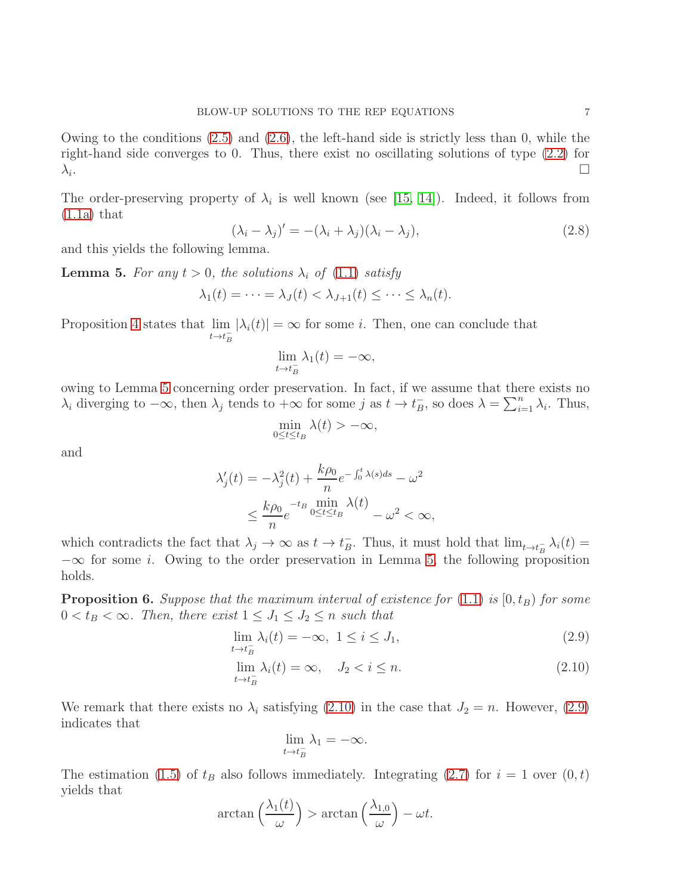Owing to the conditions (2.5) and (2.6), the left-hand side is strictly less than 0, while the right-hand side converges to 0. Thus, there exist no oscillating solutions of type (2.2) for $\lambda_i$. □

The order-preserving property of $\lambda_i$ is well known (see [15, 14]). Indeed, it follows from (1.1a) that

$$(\lambda_i - \lambda_j)' = -(\lambda_i + \lambda_j)(\lambda_i - \lambda_j), \tag{2.8}$$

and this yields the following lemma.

**Lemma 5.** *For any $t > 0$, the solutions $\lambda_i$ of (1.1) satisfy*

$$\lambda_1(t) = \cdots = \lambda_J(t) < \lambda_{J+1}(t) \leq \cdots \leq \lambda_n(t).$$

Proposition 4 states that $\lim_{t\to t_B^-} |\lambda_i(t)| = \infty$ for some $i$. Then, one can conclude that

$$\lim_{t\to t_B^-} \lambda_1(t) = -\infty,$$

owing to Lemma 5 concerning order preservation. In fact, if we assume that there exists no $\lambda_i$ diverging to $-\infty$, then $\lambda_j$ tends to $+\infty$ for some $j$ as $t \to t_B^-$, so does $\lambda = \sum_{i=1}^n \lambda_i$. Thus,

$$\min_{0\leq t\leq t_B} \lambda(t) > -\infty,$$

and

$$\begin{aligned}
\lambda_j'(t) &= -\lambda_j^2(t) + \frac{k\rho_0}{n} e^{-\int_0^t \lambda(s)ds} - \omega^2 \\
&\leq \frac{k\rho_0}{n} e^{-t_B \min_{0\leq t\leq t_B} \lambda(t)} - \omega^2 < \infty,
\end{aligned}$$

which contradicts the fact that $\lambda_j \to \infty$ as $t \to t_B^-$. Thus, it must hold that $\lim_{t\to t_B^-} \lambda_i(t) = -\infty$ for some $i$. Owing to the order preservation in Lemma 5, the following proposition holds.

**Proposition 6.** *Suppose that the maximum interval of existence for (1.1) is $[0, t_B)$ for some $0 < t_B < \infty$. Then, there exist $1 \leq J_1 \leq J_2 \leq n$ such that*

$$\lim_{t\to t_B^-} \lambda_i(t) = -\infty, \ 1 \leq i \leq J_1, \tag{2.9}$$

$$\lim_{t\to t_B^-} \lambda_i(t) = \infty, \quad J_2 < i \leq n. \tag{2.10}$$

We remark that there exists no $\lambda_i$ satisfying (2.10) in the case that $J_2 = n$. However, (2.9) indicates that

$$\lim_{t\to t_B^-} \lambda_1 = -\infty.$$

The estimation (1.5) of $t_B$ also follows immediately. Integrating (2.7) for $i = 1$ over $(0, t)$ yields that

$$\arctan\left(\frac{\lambda_1(t)}{\omega}\right) > \arctan\left(\frac{\lambda_{1,0}}{\omega}\right) - \omega t.$$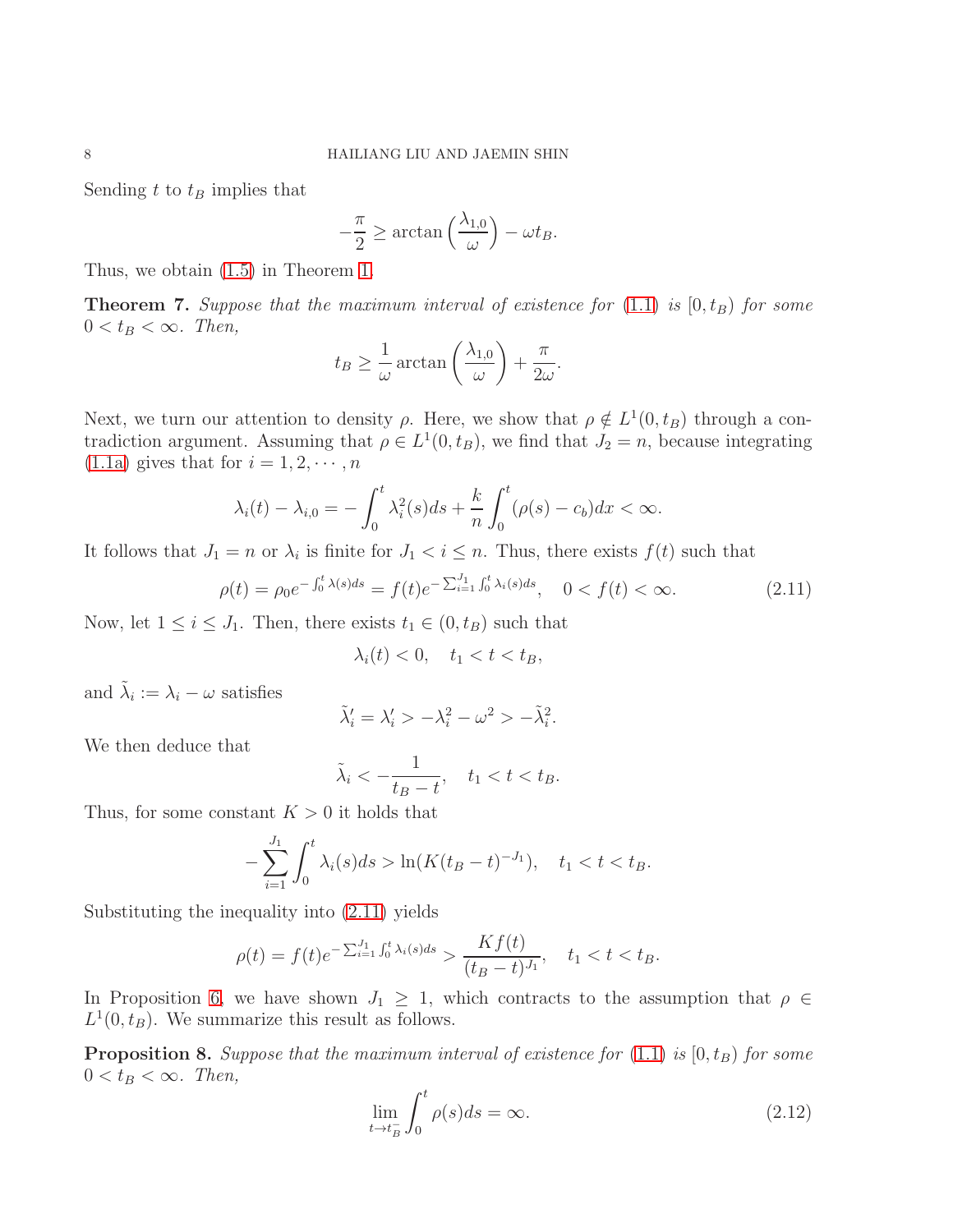Sending $t$ to $t_B$ implies that

$$-\frac{\pi}{2} \geq \arctan\left(\frac{\lambda_{1,0}}{\omega}\right) - \omega t_B.$$

Thus, we obtain (1.5) in Theorem 1.

**Theorem 7.** *Suppose that the maximum interval of existence for (1.1) is $[0, t_B)$ for some $0 < t_B < \infty$. Then,*

$$t_B \geq \frac{1}{\omega}\arctan\left(\frac{\lambda_{1,0}}{\omega}\right) + \frac{\pi}{2\omega}.$$

Next, we turn our attention to density $\rho$. Here, we show that $\rho \notin L^1(0, t_B)$ through a contradiction argument. Assuming that $\rho \in L^1(0, t_B)$, we find that $J_2 = n$, because integrating (1.1a) gives that for $i = 1, 2, \cdots, n$

$$\lambda_i(t) - \lambda_{i,0} = -\int_0^t \lambda_i^2(s)ds + \frac{k}{n}\int_0^t (\rho(s) - c_b)dx < \infty.$$

It follows that $J_1 = n$ or $\lambda_i$ is finite for $J_1 < i \leq n$. Thus, there exists $f(t)$ such that

$$\rho(t) = \rho_0 e^{-\int_0^t \lambda(s)ds} = f(t)e^{-\sum_{i=1}^{J_1}\int_0^t \lambda_i(s)ds}, \quad 0 < f(t) < \infty. \tag{2.11}$$

Now, let $1 \leq i \leq J_1$. Then, there exists $t_1 \in (0, t_B)$ such that

$$\lambda_i(t) < 0, \quad t_1 < t < t_B,$$

and $\tilde{\lambda}_i := \lambda_i - \omega$ satisfies

$$\tilde{\lambda}_i' = \lambda_i' > -\lambda_i^2 - \omega^2 > -\tilde{\lambda}_i^2.$$

We then deduce that

$$\tilde{\lambda}_i < -\frac{1}{t_B - t}, \quad t_1 < t < t_B.$$

Thus, for some constant $K > 0$ it holds that

$$-\sum_{i=1}^{J_1}\int_0^t \lambda_i(s)ds > \ln(K(t_B - t)^{-J_1}), \quad t_1 < t < t_B.$$

Substituting the inequality into (2.11) yields

$$\rho(t) = f(t)e^{-\sum_{i=1}^{J_1}\int_0^t \lambda_i(s)ds} > \frac{Kf(t)}{(t_B - t)^{J_1}}, \quad t_1 < t < t_B.$$

In Proposition 6, we have shown $J_1 \geq 1$, which contracts to the assumption that $\rho \in L^1(0, t_B)$. We summarize this result as follows.

**Proposition 8.** *Suppose that the maximum interval of existence for (1.1) is $[0, t_B)$ for some $0 < t_B < \infty$. Then,*

$$\lim_{t \to t_B^-}\int_0^t \rho(s)ds = \infty. \tag{2.12}$$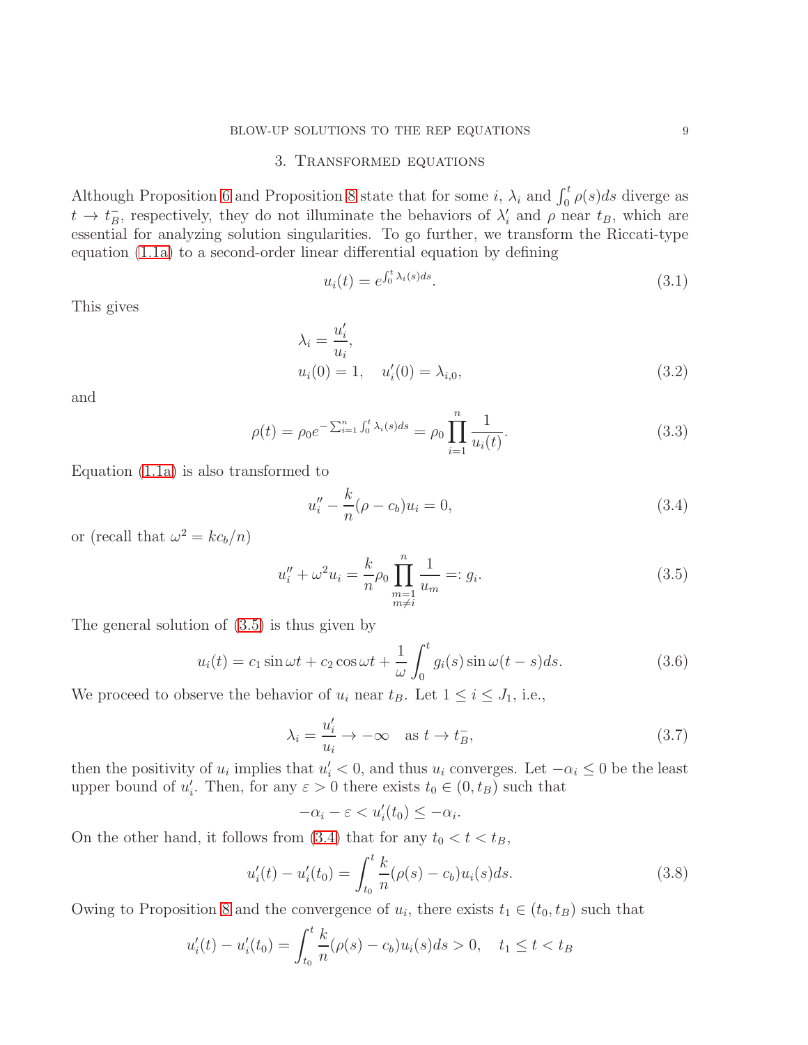## 3. Transformed equations

Although Proposition 6 and Proposition 8 state that for some $i$, $\lambda_i$ and $\int_0^t \rho(s)ds$ diverge as $t \to t_B^-$, respectively, they do not illuminate the behaviors of $\lambda_i'$ and $\rho$ near $t_B$, which are essential for analyzing solution singularities. To go further, we transform the Riccati-type equation (1.1a) to a second-order linear differential equation by defining

$$u_i(t) = e^{\int_0^t \lambda_i(s)ds}. \tag{3.1}$$

This gives

$$\lambda_i = \frac{u_i'}{u_i},$$
$$u_i(0) = 1, \quad u_i'(0) = \lambda_{i,0}, \tag{3.2}$$

and

$$\rho(t) = \rho_0 e^{-\sum_{i=1}^n \int_0^t \lambda_i(s)ds} = \rho_0 \prod_{i=1}^n \frac{1}{u_i(t)}. \tag{3.3}$$

Equation (1.1a) is also transformed to

$$u_i'' - \frac{k}{n}(\rho - c_b)u_i = 0, \tag{3.4}$$

or (recall that $\omega^2 = kc_b/n$)

$$u_i'' + \omega^2 u_i = \frac{k}{n}\rho_0 \prod_{\substack{m=1 \\ m\neq i}}^n \frac{1}{u_m} =: g_i. \tag{3.5}$$

The general solution of (3.5) is thus given by

$$u_i(t) = c_1 \sin \omega t + c_2 \cos \omega t + \frac{1}{\omega}\int_0^t g_i(s) \sin \omega(t-s)ds. \tag{3.6}$$

We proceed to observe the behavior of $u_i$ near $t_B$. Let $1 \le i \le J_1$, i.e.,

$$\lambda_i = \frac{u_i'}{u_i} \to -\infty \quad \text{as } t \to t_B^-, \tag{3.7}$$

then the positivity of $u_i$ implies that $u_i' < 0$, and thus $u_i$ converges. Let $-\alpha_i \le 0$ be the least upper bound of $u_i'$. Then, for any $\varepsilon > 0$ there exists $t_0 \in (0, t_B)$ such that

$$-\alpha_i - \varepsilon < u_i'(t_0) \le -\alpha_i.$$

On the other hand, it follows from (3.4) that for any $t_0 < t < t_B$,

$$u_i'(t) - u_i'(t_0) = \int_{t_0}^t \frac{k}{n}(\rho(s) - c_b)u_i(s)ds. \tag{3.8}$$

Owing to Proposition 8 and the convergence of $u_i$, there exists $t_1 \in (t_0, t_B)$ such that

$$u_i'(t) - u_i'(t_0) = \int_{t_0}^t \frac{k}{n}(\rho(s) - c_b)u_i(s)ds > 0, \quad t_1 \le t < t_B$$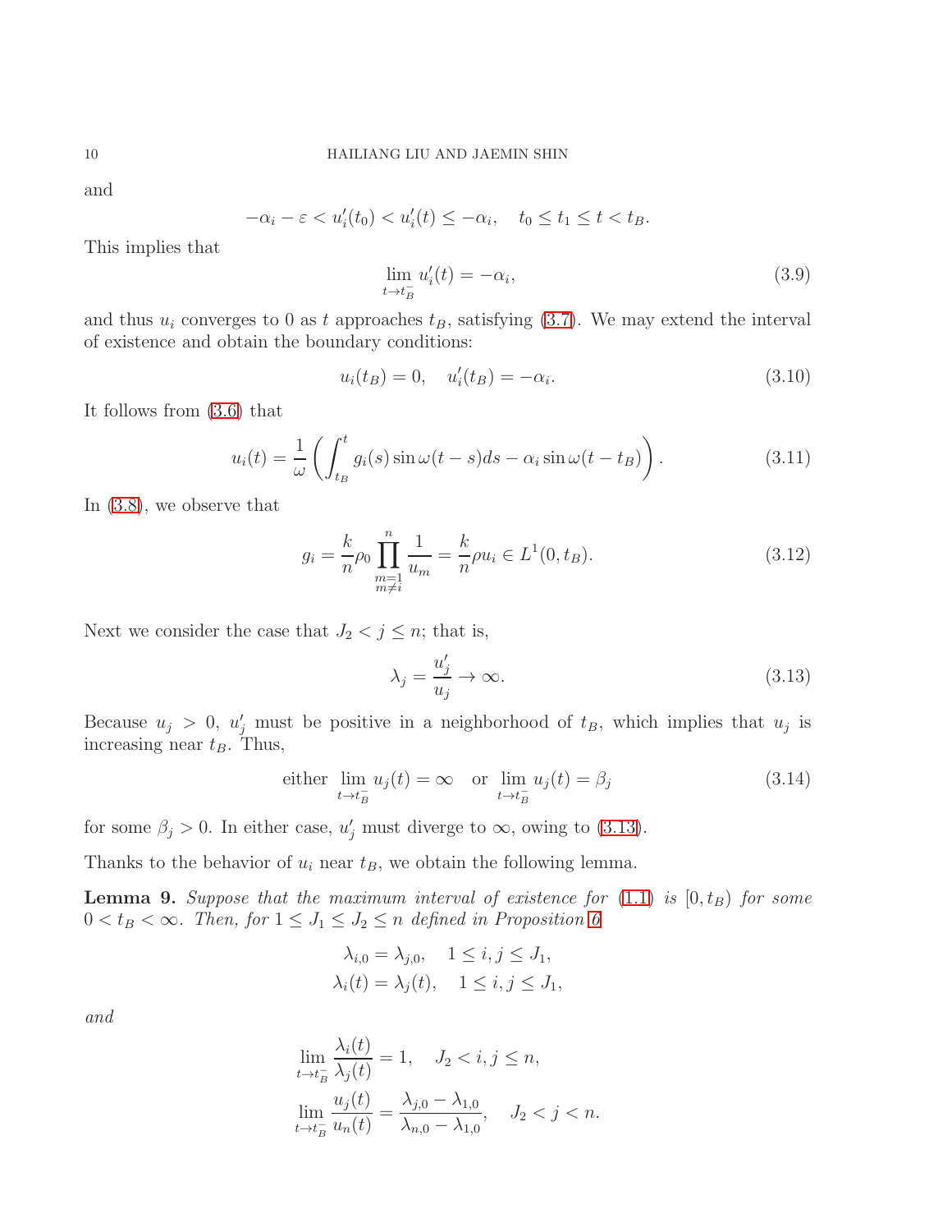and

$$-\alpha_i - \varepsilon < u_i'(t_0) < u_i'(t) \leq -\alpha_i, \quad t_0 \leq t_1 \leq t < t_B.$$

This implies that

$$\lim_{t \to t_B^-} u_i'(t) = -\alpha_i, \tag{3.9}$$

and thus $u_i$ converges to 0 as $t$ approaches $t_B$, satisfying (3.7). We may extend the interval of existence and obtain the boundary conditions:

$$u_i(t_B) = 0, \quad u_i'(t_B) = -\alpha_i. \tag{3.10}$$

It follows from (3.6) that

$$u_i(t) = \frac{1}{\omega}\left(\int_{t_B}^{t} g_i(s) \sin \omega(t-s) ds - \alpha_i \sin \omega(t - t_B)\right). \tag{3.11}$$

In (3.8), we observe that

$$g_i = \frac{k}{n}\rho_0 \prod_{\substack{m=1 \\ m \neq i}}^{n} \frac{1}{u_m} = \frac{k}{n}\rho u_i \in L^1(0, t_B). \tag{3.12}$$

Next we consider the case that $J_2 < j \leq n$; that is,

$$\lambda_j = \frac{u_j'}{u_j} \to \infty. \tag{3.13}$$

Because $u_j > 0$, $u_j'$ must be positive in a neighborhood of $t_B$, which implies that $u_j$ is increasing near $t_B$. Thus,

$$\text{either } \lim_{t \to t_B^-} u_j(t) = \infty \quad \text{or } \lim_{t \to t_B^-} u_j(t) = \beta_j \tag{3.14}$$

for some $\beta_j > 0$. In either case, $u_j'$ must diverge to $\infty$, owing to (3.13).

Thanks to the behavior of $u_i$ near $t_B$, we obtain the following lemma.

**Lemma 9.** *Suppose that the maximum interval of existence for* (1.1) *is* $[0, t_B)$ *for some* $0 < t_B < \infty$. *Then, for* $1 \leq J_1 \leq J_2 \leq n$ *defined in Proposition 6*

$$\lambda_{i,0} = \lambda_{j,0}, \quad 1 \leq i, j \leq J_1,$$
$$\lambda_i(t) = \lambda_j(t), \quad 1 \leq i, j \leq J_1,$$

*and*

$$\lim_{t \to t_B^-} \frac{\lambda_i(t)}{\lambda_j(t)} = 1, \quad J_2 < i, j \leq n,$$
$$\lim_{t \to t_B^-} \frac{u_j(t)}{u_n(t)} = \frac{\lambda_{j,0} - \lambda_{1,0}}{\lambda_{n,0} - \lambda_{1,0}}, \quad J_2 < j < n.$$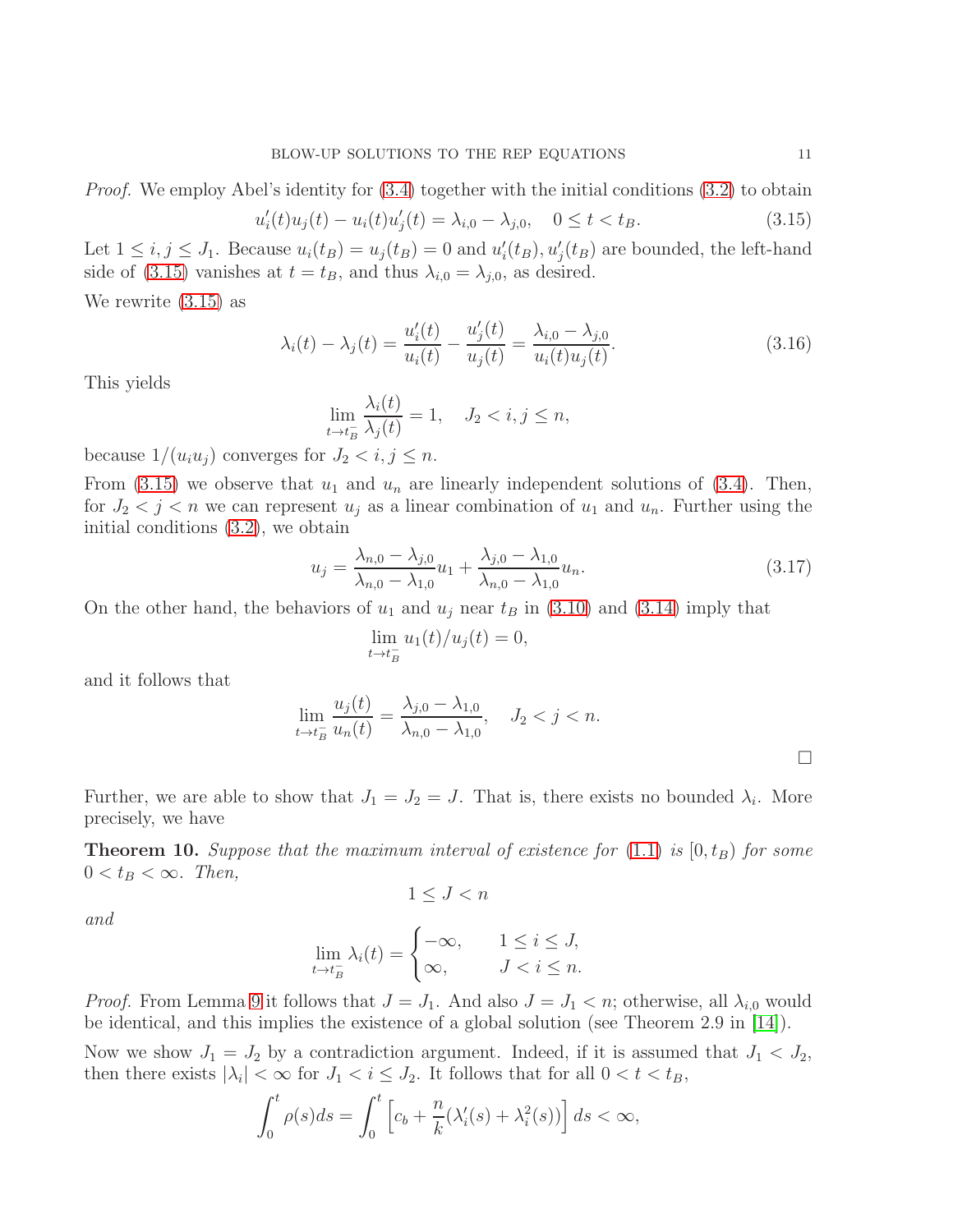*Proof.* We employ Abel's identity for (3.4) together with the initial conditions (3.2) to obtain

$$u_i'(t)u_j(t) - u_i(t)u_j'(t) = \lambda_{i,0} - \lambda_{j,0}, \quad 0 \le t < t_B. \tag{3.15}$$

Let $1 \le i, j \le J_1$. Because $u_i(t_B) = u_j(t_B) = 0$ and $u_i'(t_B), u_j'(t_B)$ are bounded, the left-hand side of (3.15) vanishes at $t = t_B$, and thus $\lambda_{i,0} = \lambda_{j,0}$, as desired.

We rewrite (3.15) as

$$\lambda_i(t) - \lambda_j(t) = \frac{u_i'(t)}{u_i(t)} - \frac{u_j'(t)}{u_j(t)} = \frac{\lambda_{i,0} - \lambda_{j,0}}{u_i(t)u_j(t)}. \tag{3.16}$$

This yields

$$\lim_{t \to t_B^-} \frac{\lambda_i(t)}{\lambda_j(t)} = 1, \quad J_2 < i, j \le n,$$

because $1/(u_i u_j)$ converges for $J_2 < i, j \le n$.

From (3.15) we observe that $u_1$ and $u_n$ are linearly independent solutions of (3.4). Then, for $J_2 < j < n$ we can represent $u_j$ as a linear combination of $u_1$ and $u_n$. Further using the initial conditions (3.2), we obtain

$$u_j = \frac{\lambda_{n,0} - \lambda_{j,0}}{\lambda_{n,0} - \lambda_{1,0}} u_1 + \frac{\lambda_{j,0} - \lambda_{1,0}}{\lambda_{n,0} - \lambda_{1,0}} u_n. \tag{3.17}$$

On the other hand, the behaviors of $u_1$ and $u_j$ near $t_B$ in (3.10) and (3.14) imply that

$$\lim_{t \to t_B^-} u_1(t)/u_j(t) = 0,$$

and it follows that

$$\lim_{t \to t_B^-} \frac{u_j(t)}{u_n(t)} = \frac{\lambda_{j,0} - \lambda_{1,0}}{\lambda_{n,0} - \lambda_{1,0}}, \quad J_2 < j < n.$$

□

Further, we are able to show that $J_1 = J_2 = J$. That is, there exists no bounded $\lambda_i$. More precisely, we have

**Theorem 10.** *Suppose that the maximum interval of existence for (1.1) is $[0, t_B)$ for some $0 < t_B < \infty$. Then,*

$$1 \le J < n$$

*and*

$$\lim_{t \to t_B^-} \lambda_i(t) = \begin{cases} -\infty, & 1 \le i \le J, \\ \infty, & J < i \le n. \end{cases}$$

*Proof.* From Lemma 9 it follows that $J = J_1$. And also $J = J_1 < n$; otherwise, all $\lambda_{i,0}$ would be identical, and this implies the existence of a global solution (see Theorem 2.9 in [14]).

Now we show $J_1 = J_2$ by a contradiction argument. Indeed, if it is assumed that $J_1 < J_2$, then there exists $|\lambda_i| < \infty$ for $J_1 < i \le J_2$. It follows that for all $0 < t < t_B$,

$$\int_0^t \rho(s)ds = \int_0^t \left[ c_b + \frac{n}{k}(\lambda_i'(s) + \lambda_i^2(s)) \right] ds < \infty,$$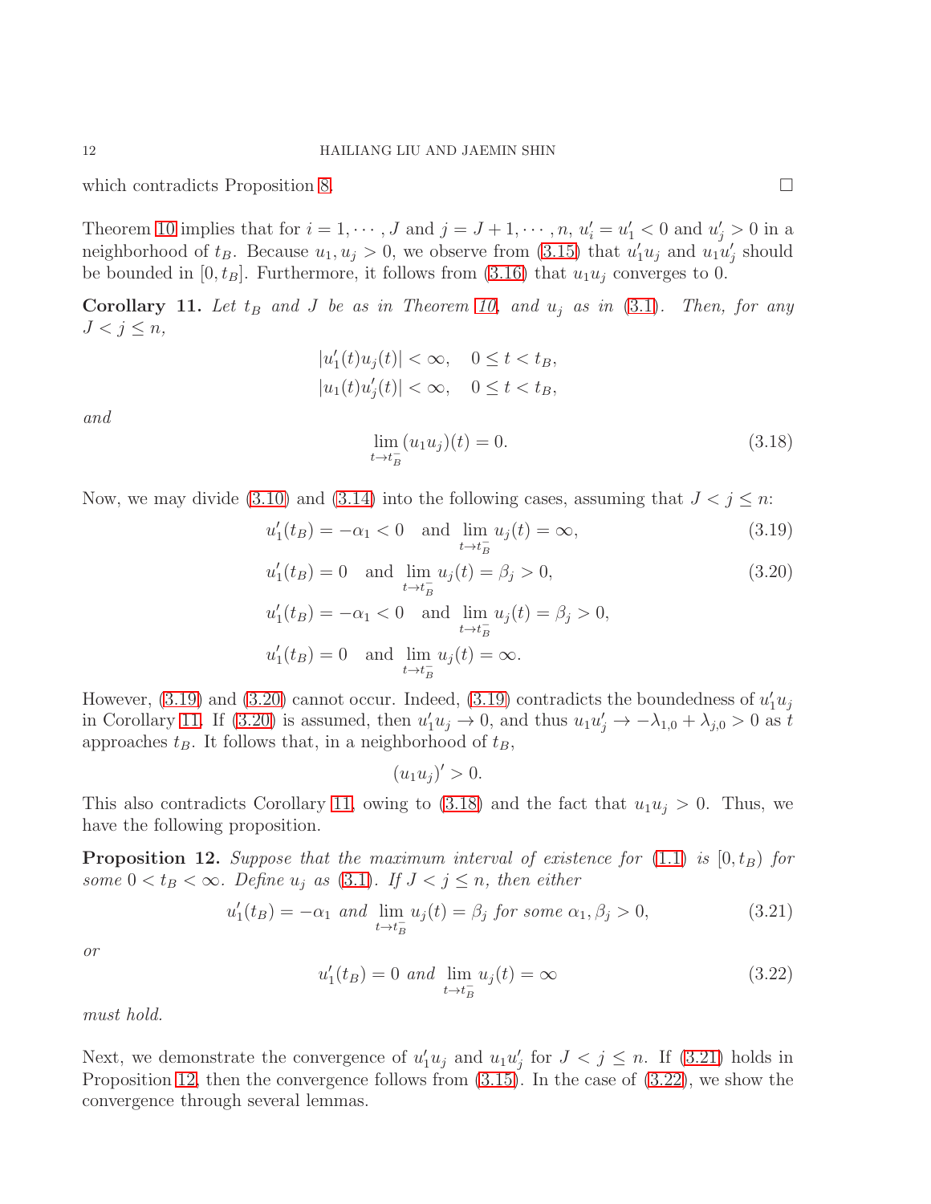which contradicts Proposition 8. $\square$

Theorem 10 implies that for $i = 1, \cdots, J$ and $j = J+1, \cdots, n$, $u_i' = u_1' < 0$ and $u_j' > 0$ in a neighborhood of $t_B$. Because $u_1, u_j > 0$, we observe from (3.15) that $u_1' u_j$ and $u_1 u_j'$ should be bounded in $[0, t_B]$. Furthermore, it follows from (3.16) that $u_1 u_j$ converges to 0.

**Corollary 11.** *Let $t_B$ and $J$ be as in Theorem 10, and $u_j$ as in (3.1). Then, for any $J < j \le n$,*

$$|u_1'(t) u_j(t)| < \infty, \quad 0 \le t < t_B,$$
$$|u_1(t) u_j'(t)| < \infty, \quad 0 \le t < t_B,$$

*and*

$$\lim_{t \to t_B^-} (u_1 u_j)(t) = 0. \tag{3.18}$$

Now, we may divide (3.10) and (3.14) into the following cases, assuming that $J < j \le n$:

$$u_1'(t_B) = -\alpha_1 < 0 \quad \text{and} \quad \lim_{t \to t_B^-} u_j(t) = \infty, \tag{3.19}$$

$$u_1'(t_B) = 0 \quad \text{and} \quad \lim_{t \to t_B^-} u_j(t) = \beta_j > 0, \tag{3.20}$$

$$u_1'(t_B) = -\alpha_1 < 0 \quad \text{and} \quad \lim_{t \to t_B^-} u_j(t) = \beta_j > 0,$$

$$u_1'(t_B) = 0 \quad \text{and} \quad \lim_{t \to t_B^-} u_j(t) = \infty.$$

However, (3.19) and (3.20) cannot occur. Indeed, (3.19) contradicts the boundedness of $u_1' u_j$ in Corollary 11. If (3.20) is assumed, then $u_1' u_j \to 0$, and thus $u_1 u_j' \to -\lambda_{1,0} + \lambda_{j,0} > 0$ as $t$ approaches $t_B$. It follows that, in a neighborhood of $t_B$,

$$(u_1 u_j)' > 0.$$

This also contradicts Corollary 11, owing to (3.18) and the fact that $u_1 u_j > 0$. Thus, we have the following proposition.

**Proposition 12.** *Suppose that the maximum interval of existence for (1.1) is $[0, t_B)$ for some $0 < t_B < \infty$. Define $u_j$ as (3.1). If $J < j \le n$, then either*

$$u_1'(t_B) = -\alpha_1 \text{ and } \lim_{t \to t_B^-} u_j(t) = \beta_j \text{ for some } \alpha_1, \beta_j > 0, \tag{3.21}$$

*or*

$$u_1'(t_B) = 0 \text{ and } \lim_{t \to t_B^-} u_j(t) = \infty \tag{3.22}$$

*must hold.*

Next, we demonstrate the convergence of $u_1' u_j$ and $u_1 u_j'$ for $J < j \le n$. If (3.21) holds in Proposition 12, then the convergence follows from (3.15). In the case of (3.22), we show the convergence through several lemmas.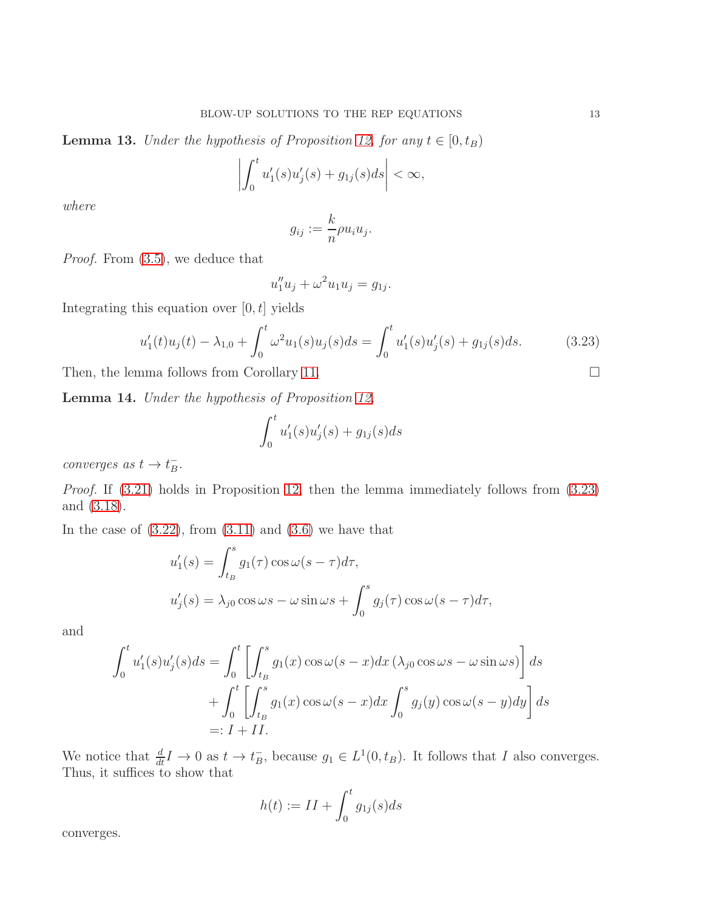**Lemma 13.** *Under the hypothesis of Proposition 12, for any $t \in [0, t_B)$*

$$\left| \int_0^t u_1'(s)u_j'(s) + g_{1j}(s)ds \right| < \infty,$$

*where*

$$g_{ij} := \frac{k}{n}\rho u_i u_j.$$

*Proof.* From (3.5), we deduce that

$$u_1'' u_j + \omega^2 u_1 u_j = g_{1j}.$$

Integrating this equation over $[0, t]$ yields

$$u_1'(t)u_j(t) - \lambda_{1,0} + \int_0^t \omega^2 u_1(s)u_j(s)ds = \int_0^t u_1'(s)u_j'(s) + g_{1j}(s)ds. \tag{3.23}$$

Then, the lemma follows from Corollary 11. $\square$

**Lemma 14.** *Under the hypothesis of Proposition 12,*

$$\int_0^t u_1'(s)u_j'(s) + g_{1j}(s)ds$$

*converges as $t \to t_B^-$.*

*Proof.* If (3.21) holds in Proposition 12, then the lemma immediately follows from (3.23) and (3.18).

In the case of (3.22), from (3.11) and (3.6) we have that

$$\begin{aligned}
u_1'(s) &= \int_{t_B}^s g_1(\tau)\cos\omega(s-\tau)d\tau, \\
u_j'(s) &= \lambda_{j0}\cos\omega s - \omega\sin\omega s + \int_0^s g_j(\tau)\cos\omega(s-\tau)d\tau,
\end{aligned}$$

and

$$\begin{aligned}
\int_0^t u_1'(s)u_j'(s)ds &= \int_0^t \left[\int_{t_B}^s g_1(x)\cos\omega(s-x)dx\,(\lambda_{j0}\cos\omega s - \omega\sin\omega s)\right]ds \\
&\quad + \int_0^t \left[\int_{t_B}^s g_1(x)\cos\omega(s-x)dx \int_0^s g_j(y)\cos\omega(s-y)dy\right]ds \\
&=: I + II.
\end{aligned}$$

We notice that $\frac{d}{dt}I \to 0$ as $t \to t_B^-$, because $g_1 \in L^1(0, t_B)$. It follows that $I$ also converges. Thus, it suffices to show that

$$h(t) := II + \int_0^t g_{1j}(s)ds$$

converges.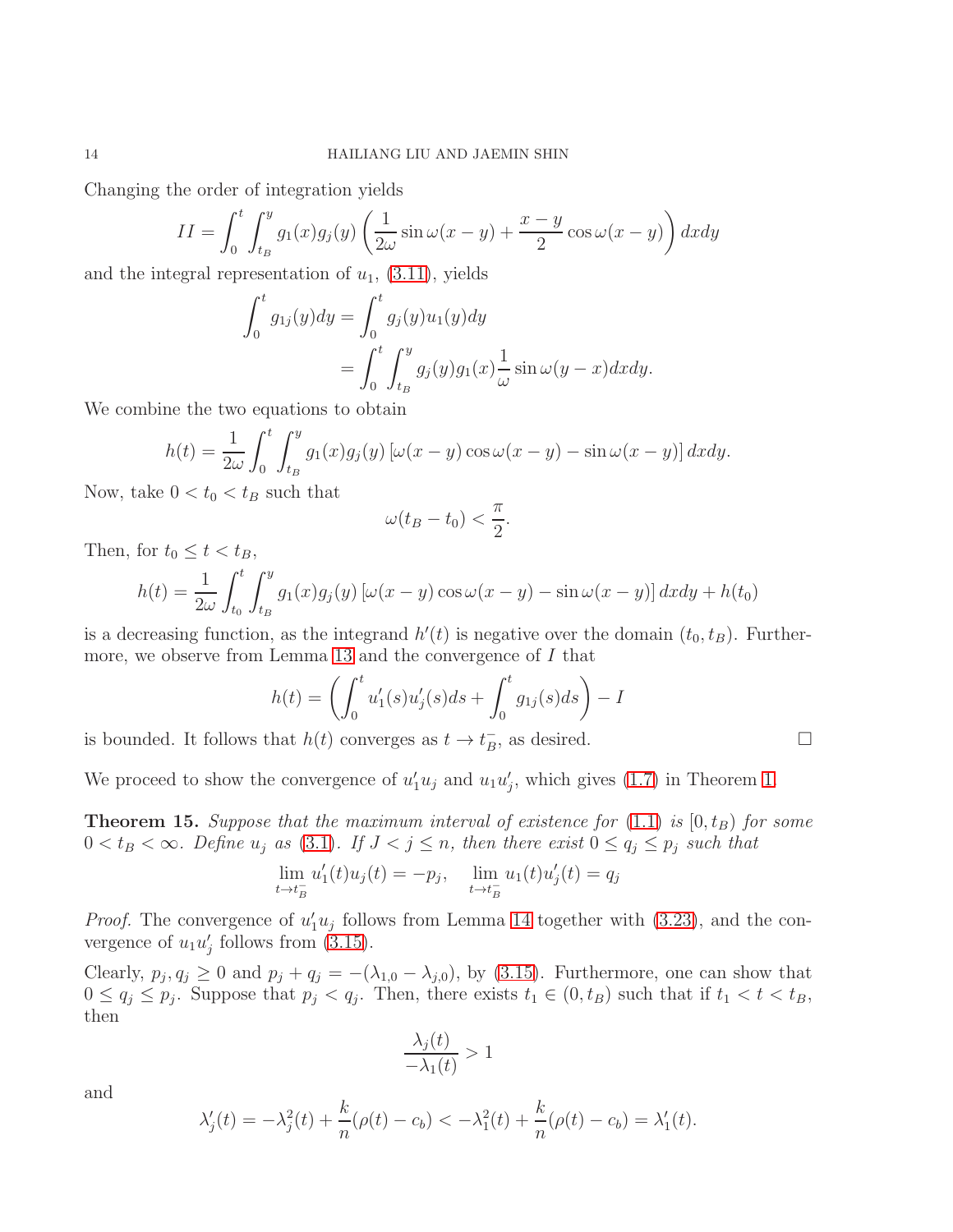Changing the order of integration yields

$$II = \int_0^t \int_{t_B}^y g_1(x)g_j(y)\left(\frac{1}{2\omega}\sin\omega(x-y) + \frac{x-y}{2}\cos\omega(x-y)\right)dxdy$$

and the integral representation of $u_1$, (3.11), yields

$$\begin{aligned}\int_0^t g_{1j}(y)dy &= \int_0^t g_j(y)u_1(y)dy \\ &= \int_0^t \int_{t_B}^y g_j(y)g_1(x)\frac{1}{\omega}\sin\omega(y-x)dxdy.\end{aligned}$$

We combine the two equations to obtain

$$h(t) = \frac{1}{2\omega}\int_0^t \int_{t_B}^y g_1(x)g_j(y)\left[\omega(x-y)\cos\omega(x-y) - \sin\omega(x-y)\right]dxdy.$$

Now, take $0 < t_0 < t_B$ such that

$$\omega(t_B - t_0) < \frac{\pi}{2}.$$

Then, for $t_0 \le t < t_B$,

$$h(t) = \frac{1}{2\omega}\int_{t_0}^t \int_{t_B}^y g_1(x)g_j(y)\left[\omega(x-y)\cos\omega(x-y) - \sin\omega(x-y)\right]dxdy + h(t_0)$$

is a decreasing function, as the integrand $h'(t)$ is negative over the domain $(t_0, t_B)$. Furthermore, we observe from Lemma 13 and the convergence of $I$ that

$$h(t) = \left(\int_0^t u_1'(s)u_j'(s)ds + \int_0^t g_{1j}(s)ds\right) - I$$

is bounded. It follows that $h(t)$ converges as $t \to t_B^-$, as desired. $\square$

We proceed to show the convergence of $u_1'u_j$ and $u_1u_j'$, which gives (1.7) in Theorem 1.

**Theorem 15.** *Suppose that the maximum interval of existence for* (1.1) *is* $[0, t_B)$ *for some* $0 < t_B < \infty$. *Define* $u_j$ *as* (3.1). *If* $J < j \le n$, *then there exist* $0 \le q_j \le p_j$ *such that*

$$\lim_{t \to t_B^-} u_1'(t)u_j(t) = -p_j, \quad \lim_{t \to t_B^-} u_1(t)u_j'(t) = q_j$$

*Proof.* The convergence of $u_1'u_j$ follows from Lemma 14 together with (3.23), and the convergence of $u_1u_j'$ follows from (3.15).

Clearly, $p_j, q_j \ge 0$ and $p_j + q_j = -(\lambda_{1,0} - \lambda_{j,0})$, by (3.15). Furthermore, one can show that $0 \le q_j \le p_j$. Suppose that $p_j < q_j$. Then, there exists $t_1 \in (0, t_B)$ such that if $t_1 < t < t_B$, then

$$\frac{\lambda_j(t)}{-\lambda_1(t)} > 1$$

and

$$\lambda_j'(t) = -\lambda_j^2(t) + \frac{k}{n}(\rho(t) - c_b) < -\lambda_1^2(t) + \frac{k}{n}(\rho(t) - c_b) = \lambda_1'(t).$$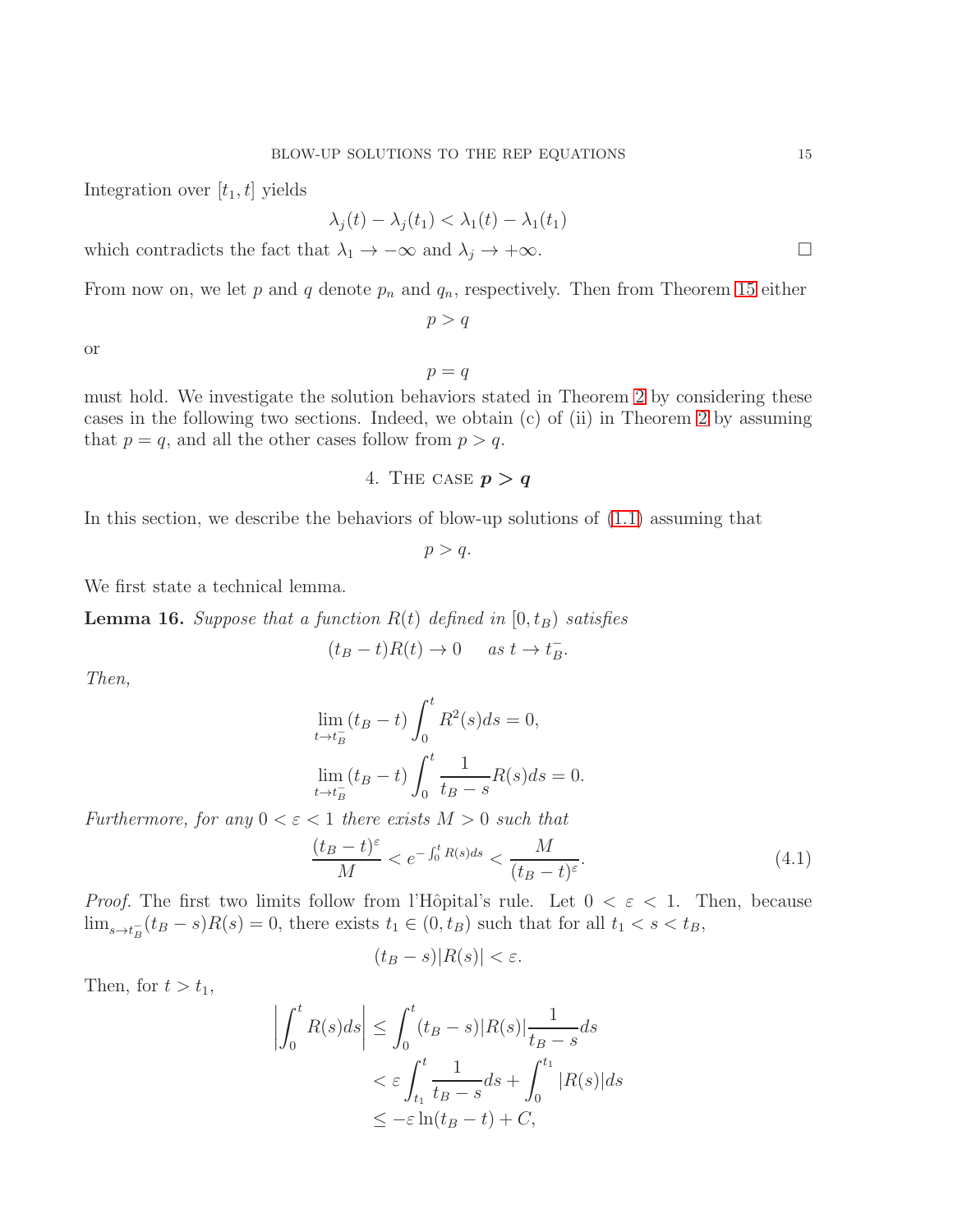Integration over $[t_1, t]$ yields

$$\lambda_j(t) - \lambda_j(t_1) < \lambda_1(t) - \lambda_1(t_1)$$

which contradicts the fact that $\lambda_1 \to -\infty$ and $\lambda_j \to +\infty$. $\square$

From now on, we let $p$ and $q$ denote $p_n$ and $q_n$, respectively. Then from Theorem 15 either

$$p > q$$

or

$$p = q$$

must hold. We investigate the solution behaviors stated in Theorem 2 by considering these cases in the following two sections. Indeed, we obtain (c) of (ii) in Theorem 2 by assuming that $p = q$, and all the other cases follow from $p > q$.

## 4. The case $p > q$

In this section, we describe the behaviors of blow-up solutions of (1.1) assuming that

$$p > q.$$

We first state a technical lemma.

**Lemma 16.** *Suppose that a function $R(t)$ defined in $[0, t_B)$ satisfies*

$$(t_B - t)R(t) \to 0 \quad \text{as } t \to t_B^-.$$

*Then,*

$$\lim_{t \to t_B^-} (t_B - t) \int_0^t R^2(s)ds = 0,$$

$$\lim_{t \to t_B^-} (t_B - t) \int_0^t \frac{1}{t_B - s} R(s)ds = 0.$$

*Furthermore, for any $0 < \varepsilon < 1$ there exists $M > 0$ such that*

$$\frac{(t_B - t)^\varepsilon}{M} < e^{-\int_0^t R(s)ds} < \frac{M}{(t_B - t)^\varepsilon}. \tag{4.1}$$

*Proof.* The first two limits follow from l'Hôpital's rule. Let $0 < \varepsilon < 1$. Then, because $\lim_{s \to t_B^-} (t_B - s)R(s) = 0$, there exists $t_1 \in (0, t_B)$ such that for all $t_1 < s < t_B$,

$$(t_B - s)|R(s)| < \varepsilon.$$

Then, for $t > t_1$,

$$\begin{aligned}
\left| \int_0^t R(s)ds \right| &\le \int_0^t (t_B - s)|R(s)| \frac{1}{t_B - s} ds \\
&< \varepsilon \int_{t_1}^t \frac{1}{t_B - s} ds + \int_0^{t_1} |R(s)| ds \\
&\le -\varepsilon \ln(t_B - t) + C,
\end{aligned}$$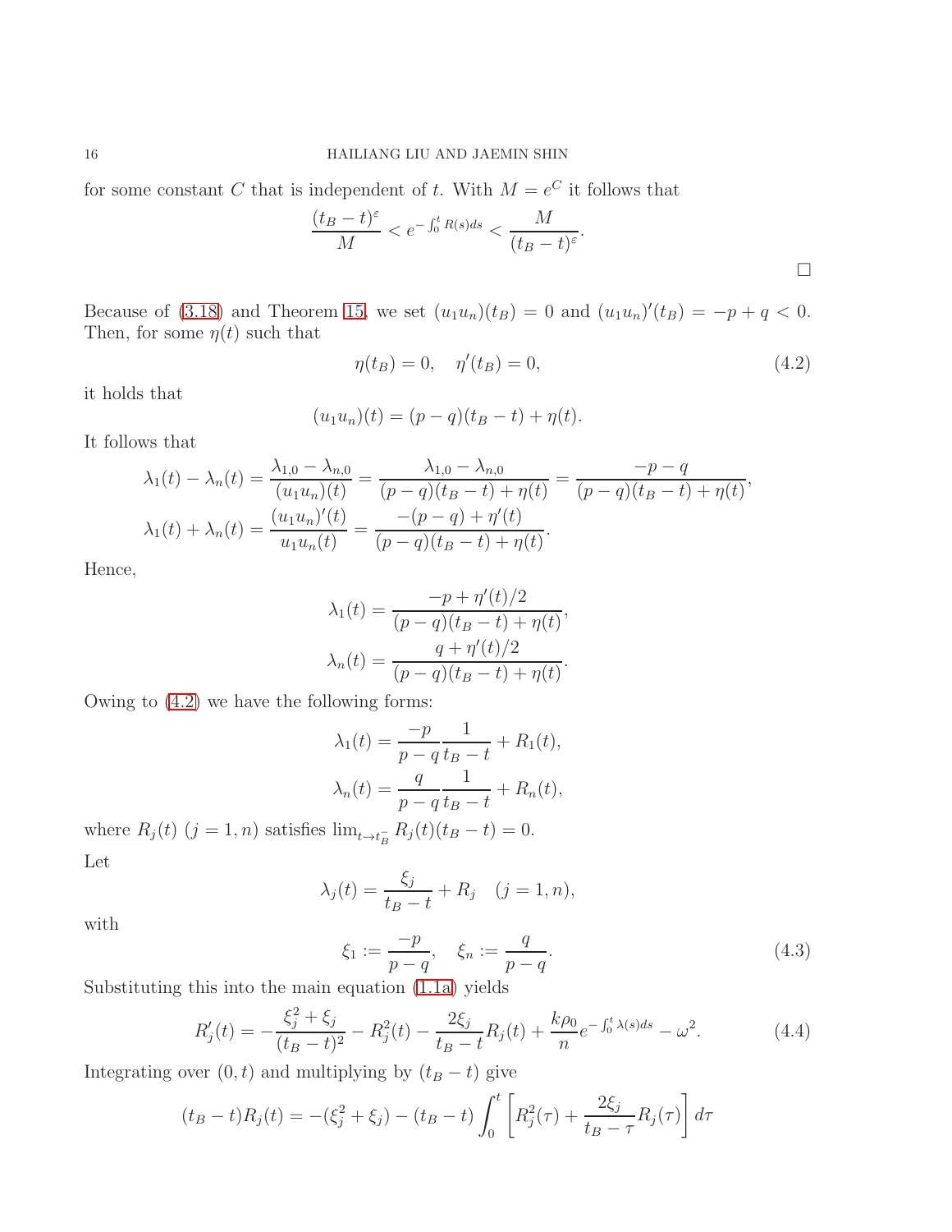for some constant $C$ that is independent of $t$. With $M = e^C$ it follows that

$$\frac{(t_B - t)^\varepsilon}{M} < e^{-\int_0^t R(s)ds} < \frac{M}{(t_B - t)^\varepsilon}.$$

$\square$

Because of (3.18) and Theorem 15, we set $(u_1 u_n)(t_B) = 0$ and $(u_1 u_n)'(t_B) = -p + q < 0$. Then, for some $\eta(t)$ such that

$$\eta(t_B) = 0, \quad \eta'(t_B) = 0, \tag{4.2}$$

it holds that

$$(u_1 u_n)(t) = (p - q)(t_B - t) + \eta(t).$$

It follows that

$$\lambda_1(t) - \lambda_n(t) = \frac{\lambda_{1,0} - \lambda_{n,0}}{(u_1 u_n)(t)} = \frac{\lambda_{1,0} - \lambda_{n,0}}{(p-q)(t_B - t) + \eta(t)} = \frac{-p - q}{(p-q)(t_B - t) + \eta(t)},$$

$$\lambda_1(t) + \lambda_n(t) = \frac{(u_1 u_n)'(t)}{u_1 u_n(t)} = \frac{-(p-q) + \eta'(t)}{(p-q)(t_B - t) + \eta(t)}.$$

Hence,

$$\lambda_1(t) = \frac{-p + \eta'(t)/2}{(p-q)(t_B - t) + \eta(t)},$$

$$\lambda_n(t) = \frac{q + \eta'(t)/2}{(p-q)(t_B - t) + \eta(t)}.$$

Owing to (4.2) we have the following forms:

$$\lambda_1(t) = \frac{-p}{p-q}\frac{1}{t_B - t} + R_1(t),$$

$$\lambda_n(t) = \frac{q}{p-q}\frac{1}{t_B - t} + R_n(t),$$

where $R_j(t)$ $(j = 1, n)$ satisfies $\lim_{t \to t_B^-} R_j(t)(t_B - t) = 0$.

Let

$$\lambda_j(t) = \frac{\xi_j}{t_B - t} + R_j \quad (j = 1, n),$$

with

$$\xi_1 := \frac{-p}{p-q}, \quad \xi_n := \frac{q}{p-q}. \tag{4.3}$$

Substituting this into the main equation (1.1a) yields

$$R_j'(t) = -\frac{\xi_j^2 + \xi_j}{(t_B - t)^2} - R_j^2(t) - \frac{2\xi_j}{t_B - t}R_j(t) + \frac{k\rho_0}{n}e^{-\int_0^t \lambda(s)ds} - \omega^2. \tag{4.4}$$

Integrating over $(0, t)$ and multiplying by $(t_B - t)$ give

$$(t_B - t)R_j(t) = -(\xi_j^2 + \xi_j) - (t_B - t)\int_0^t \left[R_j^2(\tau) + \frac{2\xi_j}{t_B - \tau}R_j(\tau)\right]d\tau$$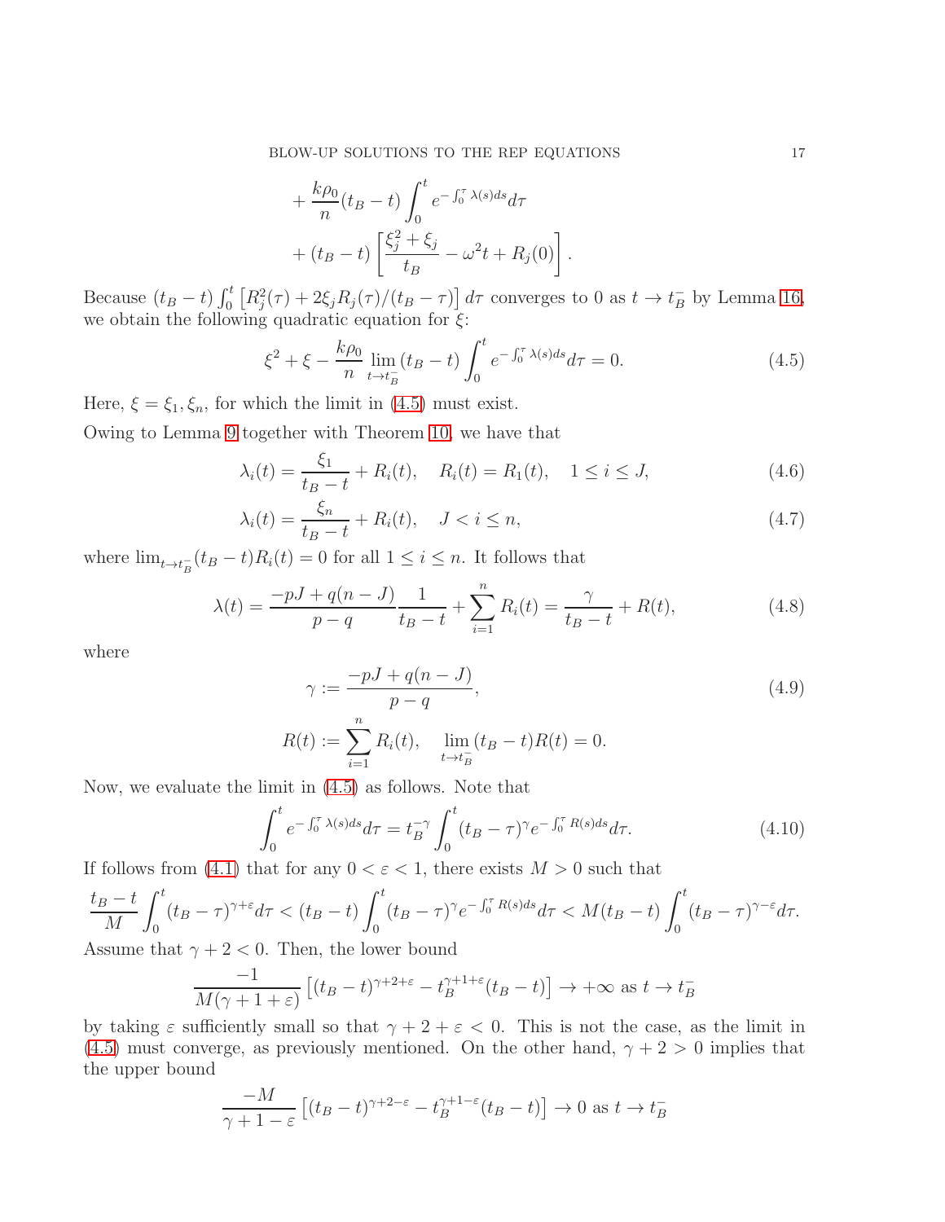$$
+ \frac{k\rho_0}{n}(t_B - t)\int_0^t e^{-\int_0^\tau \lambda(s)ds}d\tau
$$

$$
+ (t_B - t)\left[\frac{\xi_j^2 + \xi_j}{t_B} - \omega^2 t + R_j(0)\right].
$$

Because $(t_B - t)\int_0^t \left[R_j^2(\tau) + 2\xi_j R_j(\tau)/(t_B - \tau)\right]d\tau$ converges to 0 as $t \to t_B^-$ by Lemma 16, we obtain the following quadratic equation for $\xi$:

$$
\xi^2 + \xi - \frac{k\rho_0}{n}\lim_{t\to t_B^-}(t_B - t)\int_0^t e^{-\int_0^\tau \lambda(s)ds}d\tau = 0. \tag{4.5}
$$

Here, $\xi = \xi_1, \xi_n$, for which the limit in (4.5) must exist.

Owing to Lemma 9 together with Theorem 10, we have that

$$
\lambda_i(t) = \frac{\xi_1}{t_B - t} + R_i(t), \quad R_i(t) = R_1(t), \quad 1 \le i \le J, \tag{4.6}
$$

$$
\lambda_i(t) = \frac{\xi_n}{t_B - t} + R_i(t), \quad J < i \le n, \tag{4.7}
$$

where $\lim_{t\to t_B^-}(t_B - t)R_i(t) = 0$ for all $1 \le i \le n$. It follows that

$$
\lambda(t) = \frac{-pJ + q(n-J)}{p - q}\frac{1}{t_B - t} + \sum_{i=1}^n R_i(t) = \frac{\gamma}{t_B - t} + R(t), \tag{4.8}
$$

where

$$
\gamma := \frac{-pJ + q(n-J)}{p - q}, \tag{4.9}
$$

$$
R(t) := \sum_{i=1}^n R_i(t), \quad \lim_{t\to t_B^-}(t_B - t)R(t) = 0.
$$

Now, we evaluate the limit in (4.5) as follows. Note that

$$
\int_0^t e^{-\int_0^\tau \lambda(s)ds}d\tau = t_B^{-\gamma}\int_0^t (t_B - \tau)^\gamma e^{-\int_0^\tau R(s)ds}d\tau. \tag{4.10}
$$

If follows from (4.1) that for any $0 < \varepsilon < 1$, there exists $M > 0$ such that

$$
\frac{t_B - t}{M}\int_0^t (t_B - \tau)^{\gamma+\varepsilon}d\tau < (t_B - t)\int_0^t (t_B - \tau)^\gamma e^{-\int_0^\tau R(s)ds}d\tau < M(t_B - t)\int_0^t (t_B - \tau)^{\gamma-\varepsilon}d\tau.
$$

Assume that $\gamma + 2 < 0$. Then, the lower bound

$$
\frac{-1}{M(\gamma + 1 + \varepsilon)}\left[(t_B - t)^{\gamma+2+\varepsilon} - t_B^{\gamma+1+\varepsilon}(t_B - t)\right] \to +\infty \text{ as } t \to t_B^-
$$

by taking $\varepsilon$ sufficiently small so that $\gamma + 2 + \varepsilon < 0$. This is not the case, as the limit in (4.5) must converge, as previously mentioned. On the other hand, $\gamma + 2 > 0$ implies that the upper bound

$$
\frac{-M}{\gamma + 1 - \varepsilon}\left[(t_B - t)^{\gamma+2-\varepsilon} - t_B^{\gamma+1-\varepsilon}(t_B - t)\right] \to 0 \text{ as } t \to t_B^-
$$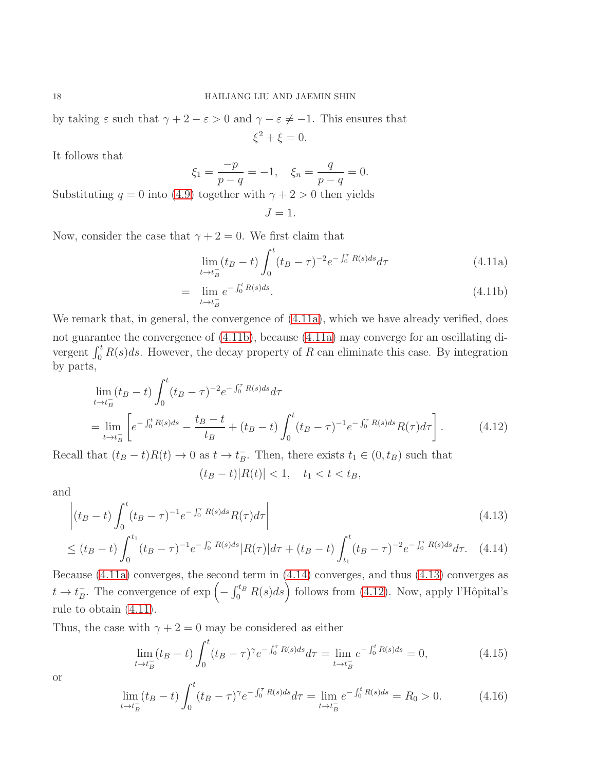by taking $\varepsilon$ such that $\gamma + 2 - \varepsilon > 0$ and $\gamma - \varepsilon \neq -1$. This ensures that

$$\xi^2 + \xi = 0.$$

It follows that

$$\xi_1 = \frac{-p}{p-q} = -1, \quad \xi_n = \frac{q}{p-q} = 0.$$

Substituting $q = 0$ into (4.9) together with $\gamma + 2 > 0$ then yields

$$J = 1.$$

Now, consider the case that $\gamma + 2 = 0$. We first claim that

$$\lim_{t \to t_B^-} (t_B - t) \int_0^t (t_B - \tau)^{-2} e^{-\int_0^\tau R(s)ds} d\tau \tag{4.11a}$$

$$= \lim_{t \to t_B^-} e^{-\int_0^t R(s)ds}. \tag{4.11b}$$

We remark that, in general, the convergence of (4.11a), which we have already verified, does not guarantee the convergence of (4.11b), because (4.11a) may converge for an oscillating divergent $\int_0^t R(s)ds$. However, the decay property of $R$ can eliminate this case. By integration by parts,

$$\begin{aligned}
&\lim_{t \to t_B^-} (t_B - t) \int_0^t (t_B - \tau)^{-2} e^{-\int_0^\tau R(s)ds} d\tau \\
&= \lim_{t \to t_B^-} \left[ e^{-\int_0^t R(s)ds} - \frac{t_B - t}{t_B} + (t_B - t) \int_0^t (t_B - \tau)^{-1} e^{-\int_0^\tau R(s)ds} R(\tau) d\tau \right].
\end{aligned} \tag{4.12}$$

Recall that $(t_B - t)R(t) \to 0$ as $t \to t_B^-$. Then, there exists $t_1 \in (0, t_B)$ such that

$$(t_B - t)|R(t)| < 1, \quad t_1 < t < t_B,$$

and

$$\left| (t_B - t) \int_0^t (t_B - \tau)^{-1} e^{-\int_0^\tau R(s)ds} R(\tau) d\tau \right| \tag{4.13}$$

$$\leq (t_B - t) \int_0^{t_1} (t_B - \tau)^{-1} e^{-\int_0^\tau R(s)ds} |R(\tau)| d\tau + (t_B - t) \int_{t_1}^t (t_B - \tau)^{-2} e^{-\int_0^\tau R(s)ds} d\tau. \tag{4.14}$$

Because (4.11a) converges, the second term in (4.14) converges, and thus (4.13) converges as $t \to t_B^-$. The convergence of $\exp\left(-\int_0^{t_B} R(s)ds\right)$ follows from (4.12). Now, apply l'Hôpital's rule to obtain (4.11).

Thus, the case with $\gamma + 2 = 0$ may be considered as either

$$\lim_{t \to t_B^-} (t_B - t) \int_0^t (t_B - \tau)^\gamma e^{-\int_0^\tau R(s)ds} d\tau = \lim_{t \to t_B^-} e^{-\int_0^t R(s)ds} = 0, \tag{4.15}$$

or

$$\lim_{t \to t_B^-} (t_B - t) \int_0^t (t_B - \tau)^\gamma e^{-\int_0^\tau R(s)ds} d\tau = \lim_{t \to t_B^-} e^{-\int_0^t R(s)ds} = R_0 > 0. \tag{4.16}$$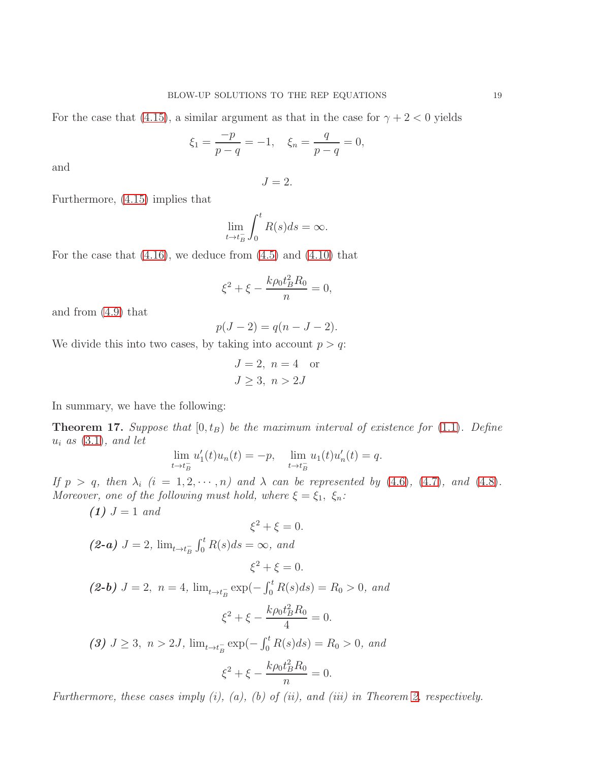For the case that (4.15), a similar argument as that in the case for $\gamma + 2 < 0$ yields

$$\xi_1 = \frac{-p}{p-q} = -1, \quad \xi_n = \frac{q}{p-q} = 0,$$

and

$$J = 2.$$

Furthermore, (4.15) implies that

$$\lim_{t \to t_B^-} \int_0^t R(s) ds = \infty.$$

For the case that (4.16), we deduce from (4.5) and (4.10) that

$$\xi^2 + \xi - \frac{k \rho_0 t_B^2 R_0}{n} = 0,$$

and from (4.9) that

$$p(J-2) = q(n-J-2).$$

We divide this into two cases, by taking into account $p > q$:

$$\begin{aligned} &J = 2, \ n = 4 \quad \text{or} \\ &J \geq 3, \ n > 2J \end{aligned}$$

In summary, we have the following:

**Theorem 17.** *Suppose that $[0, t_B)$ be the maximum interval of existence for (1.1). Define $u_i$ as (3.1), and let*

$$\lim_{t \to t_B^-} u_1'(t) u_n(t) = -p, \quad \lim_{t \to t_B^-} u_1(t) u_n'(t) = q.$$

*If $p > q$, then $\lambda_i$ $(i = 1, 2, \cdots, n)$ and $\lambda$ can be represented by (4.6), (4.7), and (4.8). Moreover, one of the following must hold, where $\xi = \xi_1, \ \xi_n$:*

***(1)*** *$J = 1$ and*

$$\xi^2 + \xi = 0.$$

***(2-a)*** *$J = 2$, $\lim_{t \to t_B^-} \int_0^t R(s) ds = \infty$, and*

$$\xi^2 + \xi = 0.$$

***(2-b)*** *$J = 2, \ n = 4$, $\lim_{t \to t_B^-} \exp(-\int_0^t R(s) ds) = R_0 > 0$, and*

$$\xi^2 + \xi - \frac{k \rho_0 t_B^2 R_0}{4} = 0.$$

***(3)*** *$J \geq 3, \ n > 2J$, $\lim_{t \to t_B^-} \exp(-\int_0^t R(s) ds) = R_0 > 0$, and*

$$\xi^2 + \xi - \frac{k \rho_0 t_B^2 R_0}{n} = 0.$$

*Furthermore, these cases imply (i), (a), (b) of (ii), and (iii) in Theorem 2, respectively.*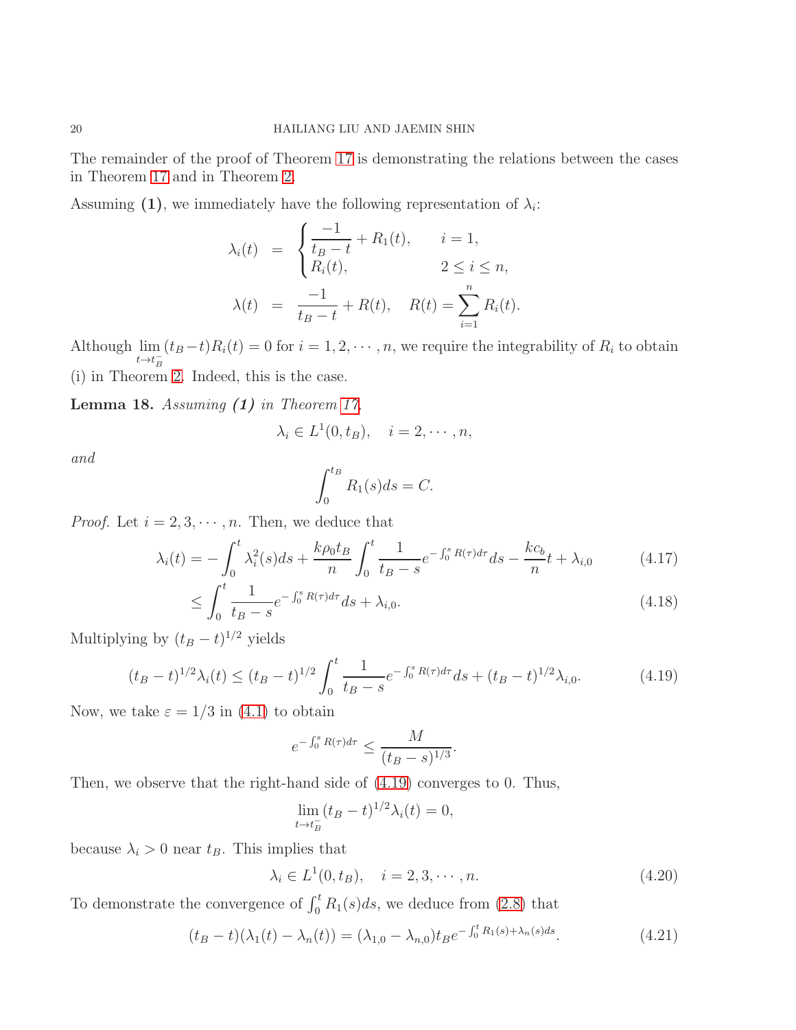The remainder of the proof of Theorem 17 is demonstrating the relations between the cases in Theorem 17 and in Theorem 2.

Assuming **(1)**, we immediately have the following representation of $\lambda_i$:

$$
\begin{aligned}
\lambda_i(t) &= \begin{cases} \dfrac{-1}{t_B - t} + R_1(t), & i = 1, \\ R_i(t), & 2 \le i \le n, \end{cases} \\
\lambda(t) &= \frac{-1}{t_B - t} + R(t), \quad R(t) = \sum_{i=1}^{n} R_i(t).
\end{aligned}
$$

Although $\lim_{t \to t_B^-} (t_B - t) R_i(t) = 0$ for $i = 1, 2, \cdots, n$, we require the integrability of $R_i$ to obtain (i) in Theorem 2. Indeed, this is the case.

**Lemma 18.** *Assuming **(1)** in Theorem 17,*

$$
\lambda_i \in L^1(0, t_B), \quad i = 2, \cdots, n,
$$

*and*

$$
\int_0^{t_B} R_1(s) ds = C.
$$

*Proof.* Let $i = 2, 3, \cdots, n$. Then, we deduce that

$$
\begin{aligned}
\lambda_i(t) &= -\int_0^t \lambda_i^2(s) ds + \frac{k\rho_0 t_B}{n} \int_0^t \frac{1}{t_B - s} e^{-\int_0^s R(\tau) d\tau} ds - \frac{k c_b}{n} t + \lambda_{i,0} && (4.17) \\
&\le \int_0^t \frac{1}{t_B - s} e^{-\int_0^s R(\tau) d\tau} ds + \lambda_{i,0}. && (4.18)
\end{aligned}
$$

Multiplying by $(t_B - t)^{1/2}$ yields

$$
(t_B - t)^{1/2} \lambda_i(t) \le (t_B - t)^{1/2} \int_0^t \frac{1}{t_B - s} e^{-\int_0^s R(\tau) d\tau} ds + (t_B - t)^{1/2} \lambda_{i,0}. \tag{4.19}
$$

Now, we take $\varepsilon = 1/3$ in (4.1) to obtain

$$
e^{-\int_0^s R(\tau) d\tau} \le \frac{M}{(t_B - s)^{1/3}}.
$$

Then, we observe that the right-hand side of (4.19) converges to 0. Thus,

$$
\lim_{t \to t_B^-} (t_B - t)^{1/2} \lambda_i(t) = 0,
$$

because $\lambda_i > 0$ near $t_B$. This implies that

$$
\lambda_i \in L^1(0, t_B), \quad i = 2, 3, \cdots, n. \tag{4.20}
$$

To demonstrate the convergence of $\int_0^t R_1(s) ds$, we deduce from (2.8) that

$$
(t_B - t)(\lambda_1(t) - \lambda_n(t)) = (\lambda_{1,0} - \lambda_{n,0}) t_B e^{-\int_0^t R_1(s) + \lambda_n(s) ds}. \tag{4.21}
$$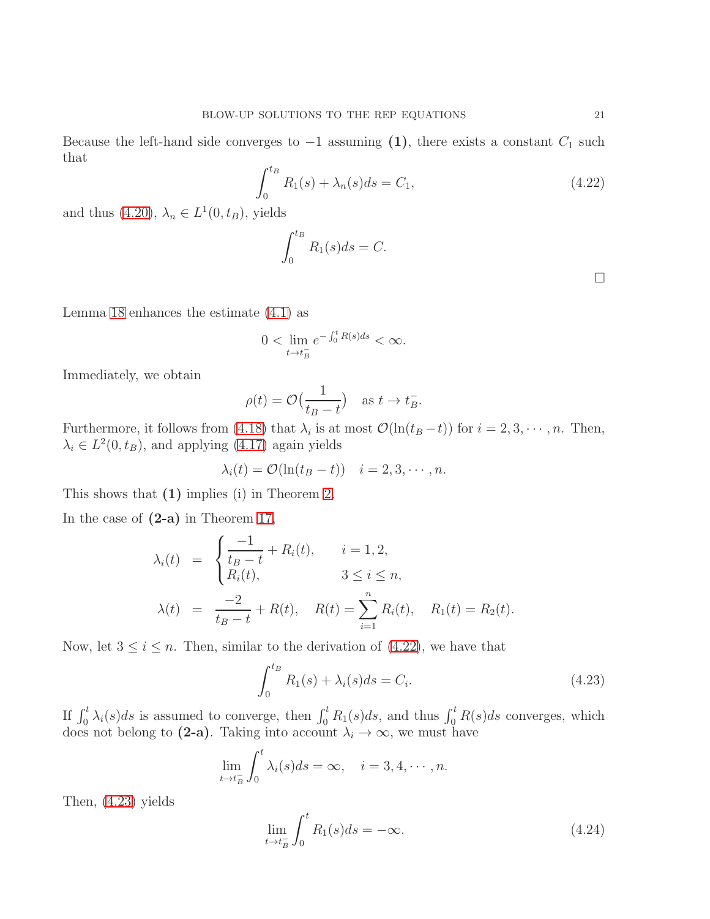Because the left-hand side converges to $-1$ assuming **(1)**, there exists a constant $C_1$ such that

$$\int_0^{t_B} R_1(s) + \lambda_n(s)ds = C_1, \tag{4.22}$$

and thus (4.20), $\lambda_n \in L^1(0, t_B)$, yields

$$\int_0^{t_B} R_1(s)ds = C.$$

$\square$

Lemma 18 enhances the estimate (4.1) as

$$0 < \lim_{t\to t_B^-} e^{-\int_0^t R(s)ds} < \infty.$$

Immediately, we obtain

$$\rho(t) = \mathcal{O}\big(\frac{1}{t_B - t}\big) \quad \text{as } t \to t_B^-.$$

Furthermore, it follows from (4.18) that $\lambda_i$ is at most $\mathcal{O}(\ln(t_B - t))$ for $i = 2, 3, \cdots, n$. Then, $\lambda_i \in L^2(0, t_B)$, and applying (4.17) again yields

$$\lambda_i(t) = \mathcal{O}(\ln(t_B - t)) \quad i = 2, 3, \cdots, n.$$

This shows that **(1)** implies (i) in Theorem 2.

In the case of **(2-a)** in Theorem 17,

$$\begin{aligned}
\lambda_i(t) &= \begin{cases} \dfrac{-1}{t_B - t} + R_i(t), & i = 1, 2, \\ R_i(t), & 3 \le i \le n, \end{cases} \\
\lambda(t) &= \frac{-2}{t_B - t} + R(t), \quad R(t) = \sum_{i=1}^n R_i(t), \quad R_1(t) = R_2(t).
\end{aligned}$$

Now, let $3 \le i \le n$. Then, similar to the derivation of (4.22), we have that

$$\int_0^{t_B} R_1(s) + \lambda_i(s)ds = C_i. \tag{4.23}$$

If $\int_0^t \lambda_i(s)ds$ is assumed to converge, then $\int_0^t R_1(s)ds$, and thus $\int_0^t R(s)ds$ converges, which does not belong to **(2-a)**. Taking into account $\lambda_i \to \infty$, we must have

$$\lim_{t\to t_B^-} \int_0^t \lambda_i(s)ds = \infty, \quad i = 3, 4, \cdots, n.$$

Then, (4.23) yields

$$\lim_{t\to t_B^-} \int_0^t R_1(s)ds = -\infty. \tag{4.24}$$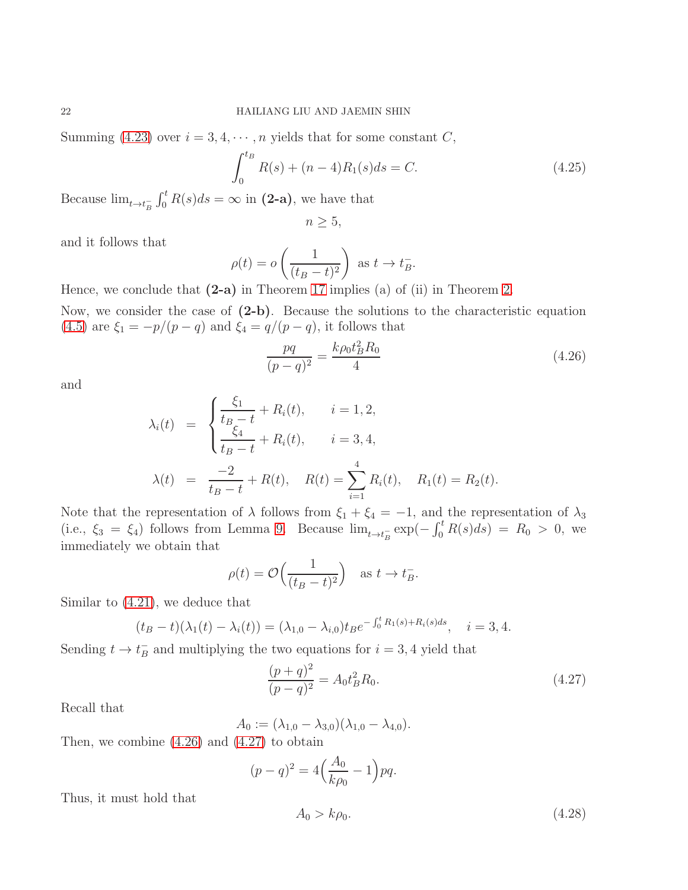Summing (4.23) over $i = 3, 4, \cdots, n$ yields that for some constant $C$,

$$\int_0^{t_B} R(s) + (n-4)R_1(s)ds = C. \tag{4.25}$$

Because $\lim_{t\to t_B^-}\int_0^t R(s)ds = \infty$ in **(2-a)**, we have that

$$n \geq 5,$$

and it follows that

$$\rho(t) = o\left(\frac{1}{(t_B - t)^2}\right) \text{ as } t \to t_B^-.$$

Hence, we conclude that **(2-a)** in Theorem 17 implies (a) of (ii) in Theorem 2.

Now, we consider the case of **(2-b)**. Because the solutions to the characteristic equation (4.5) are $\xi_1 = -p/(p-q)$ and $\xi_4 = q/(p-q)$, it follows that

$$\frac{pq}{(p-q)^2} = \frac{k\rho_0 t_B^2 R_0}{4} \tag{4.26}$$

and

$$\begin{aligned}
\lambda_i(t) &= \begin{cases} \dfrac{\xi_1}{t_B - t} + R_i(t), & i = 1, 2, \\ \dfrac{\xi_4}{t_B - t} + R_i(t), & i = 3, 4, \end{cases} \\
\lambda(t) &= \frac{-2}{t_B - t} + R(t), \quad R(t) = \sum_{i=1}^{4} R_i(t), \quad R_1(t) = R_2(t).
\end{aligned}$$

Note that the representation of $\lambda$ follows from $\xi_1 + \xi_4 = -1$, and the representation of $\lambda_3$ (i.e., $\xi_3 = \xi_4$) follows from Lemma 9. Because $\lim_{t\to t_B^-}\exp(-\int_0^t R(s)ds) = R_0 > 0$, we immediately we obtain that

$$\rho(t) = \mathcal{O}\Big(\frac{1}{(t_B - t)^2}\Big) \quad \text{as } t \to t_B^-.$$

Similar to (4.21), we deduce that

$$(t_B - t)(\lambda_1(t) - \lambda_i(t)) = (\lambda_{1,0} - \lambda_{i,0})t_B e^{-\int_0^t R_1(s)+R_i(s)ds}, \quad i = 3, 4.$$

Sending $t \to t_B^-$ and multiplying the two equations for $i = 3, 4$ yield that

$$\frac{(p+q)^2}{(p-q)^2} = A_0 t_B^2 R_0. \tag{4.27}$$

Recall that

$$A_0 := (\lambda_{1,0} - \lambda_{3,0})(\lambda_{1,0} - \lambda_{4,0}).$$

Then, we combine (4.26) and (4.27) to obtain

$$(p-q)^2 = 4\Big(\frac{A_0}{k\rho_0} - 1\Big)pq.$$

Thus, it must hold that

$$A_0 > k\rho_0. \tag{4.28}$$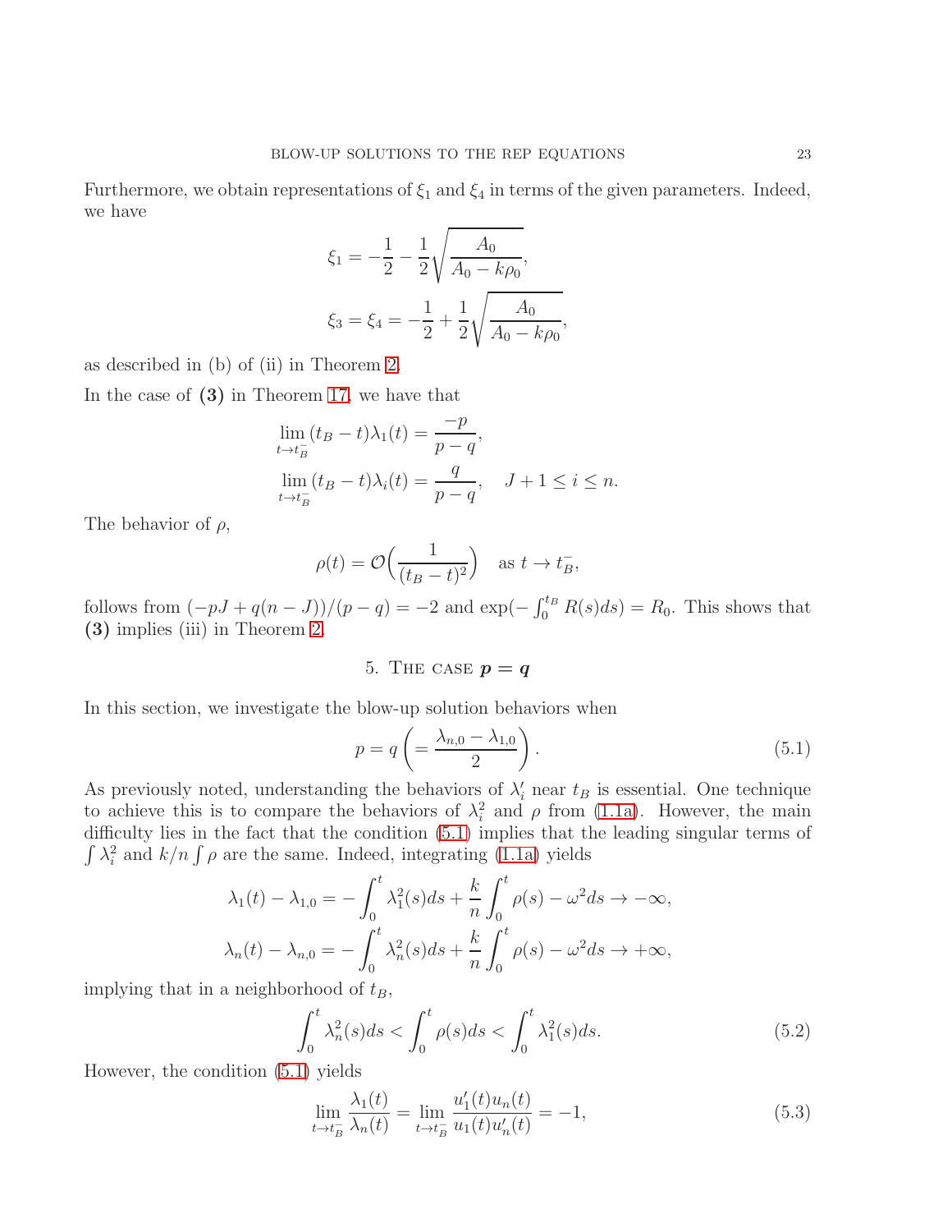Furthermore, we obtain representations of $\xi_1$ and $\xi_4$ in terms of the given parameters. Indeed, we have

$$\xi_1 = -\frac{1}{2} - \frac{1}{2}\sqrt{\frac{A_0}{A_0 - k\rho_0}},$$

$$\xi_3 = \xi_4 = -\frac{1}{2} + \frac{1}{2}\sqrt{\frac{A_0}{A_0 - k\rho_0}},$$

as described in (b) of (ii) in Theorem 2.

In the case of **(3)** in Theorem 17, we have that

$$\lim_{t\to t_B^-}(t_B - t)\lambda_1(t) = \frac{-p}{p-q},$$

$$\lim_{t\to t_B^-}(t_B - t)\lambda_i(t) = \frac{q}{p-q}, \quad J+1 \le i \le n.$$

The behavior of $\rho$,

$$\rho(t) = \mathcal{O}\Big(\frac{1}{(t_B - t)^2}\Big) \quad \text{as } t \to t_B^-,$$

follows from $(-pJ + q(n-J))/(p-q) = -2$ and $\exp(-\int_0^{t_B} R(s)ds) = R_0$. This shows that **(3)** implies (iii) in Theorem 2.

## 5. The case $p = q$

In this section, we investigate the blow-up solution behaviors when

$$p = q\left(= \frac{\lambda_{n,0} - \lambda_{1,0}}{2}\right). \tag{5.1}$$

As previously noted, understanding the behaviors of $\lambda_i'$ near $t_B$ is essential. One technique to achieve this is to compare the behaviors of $\lambda_i^2$ and $\rho$ from (1.1a). However, the main difficulty lies in the fact that the condition (5.1) implies that the leading singular terms of $\int \lambda_i^2$ and $k/n\int\rho$ are the same. Indeed, integrating (1.1a) yields

$$\lambda_1(t) - \lambda_{1,0} = -\int_0^t \lambda_1^2(s)ds + \frac{k}{n}\int_0^t \rho(s) - \omega^2 ds \to -\infty,$$

$$\lambda_n(t) - \lambda_{n,0} = -\int_0^t \lambda_n^2(s)ds + \frac{k}{n}\int_0^t \rho(s) - \omega^2 ds \to +\infty,$$

implying that in a neighborhood of $t_B$,

$$\int_0^t \lambda_n^2(s)ds < \int_0^t \rho(s)ds < \int_0^t \lambda_1^2(s)ds. \tag{5.2}$$

However, the condition (5.1) yields

$$\lim_{t\to t_B^-}\frac{\lambda_1(t)}{\lambda_n(t)} = \lim_{t\to t_B^-}\frac{u_1'(t)u_n(t)}{u_1(t)u_n'(t)} = -1, \tag{5.3}$$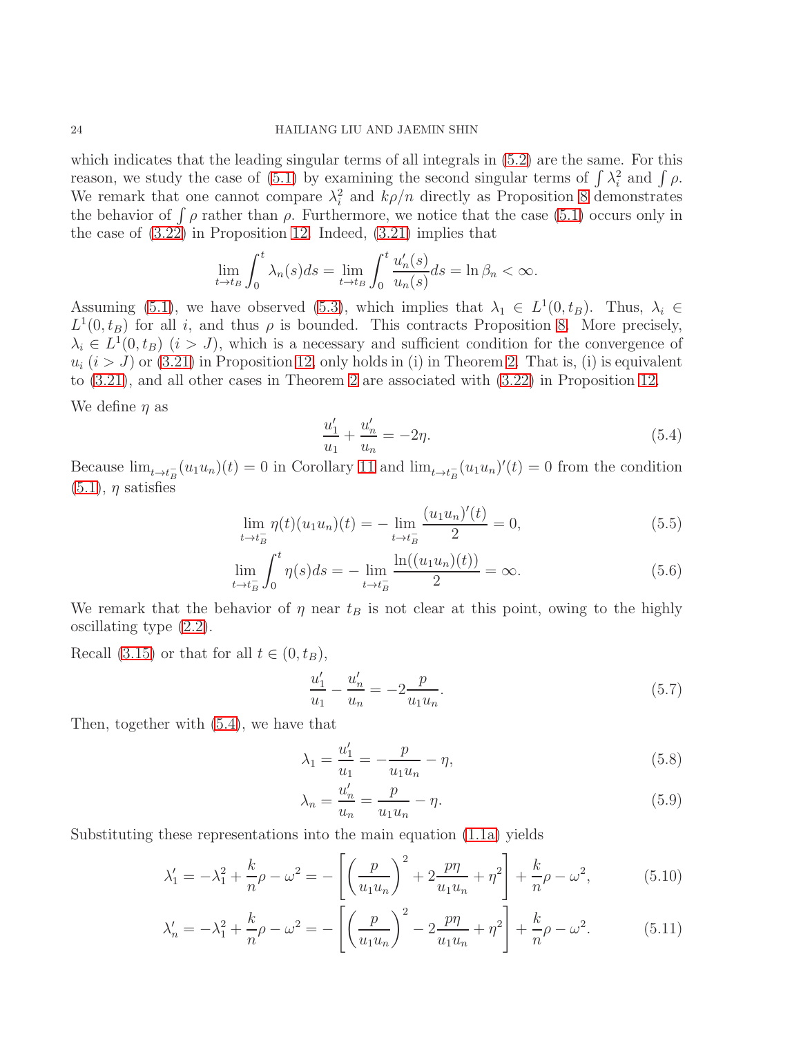which indicates that the leading singular terms of all integrals in (5.2) are the same. For this reason, we study the case of (5.1) by examining the second singular terms of $\int \lambda_i^2$ and $\int \rho$. We remark that one cannot compare $\lambda_i^2$ and $k\rho/n$ directly as Proposition 8 demonstrates the behavior of $\int \rho$ rather than $\rho$. Furthermore, we notice that the case (5.1) occurs only in the case of (3.22) in Proposition 12. Indeed, (3.21) implies that

$$\lim_{t\to t_B}\int_0^t \lambda_n(s)ds = \lim_{t\to t_B}\int_0^t \frac{u_n'(s)}{u_n(s)}ds = \ln \beta_n < \infty.$$

Assuming (5.1), we have observed (5.3), which implies that $\lambda_1 \in L^1(0,t_B)$. Thus, $\lambda_i \in L^1(0,t_B)$ for all $i$, and thus $\rho$ is bounded. This contracts Proposition 8. More precisely, $\lambda_i \in L^1(0,t_B)$ $(i > J)$, which is a necessary and sufficient condition for the convergence of $u_i$ $(i > J)$ or (3.21) in Proposition 12, only holds in (i) in Theorem 2. That is, (i) is equivalent to (3.21), and all other cases in Theorem 2 are associated with (3.22) in Proposition 12.

We define $\eta$ as

$$\frac{u_1'}{u_1} + \frac{u_n'}{u_n} = -2\eta. \tag{5.4}$$

Because $\lim_{t\to t_B^-}(u_1u_n)(t) = 0$ in Corollary 11 and $\lim_{t\to t_B^-}(u_1u_n)'(t) = 0$ from the condition (5.1), $\eta$ satisfies

$$\lim_{t\to t_B^-} \eta(t)(u_1u_n)(t) = -\lim_{t\to t_B^-}\frac{(u_1u_n)'(t)}{2} = 0, \tag{5.5}$$

$$\lim_{t\to t_B^-}\int_0^t \eta(s)ds = -\lim_{t\to t_B}\frac{\ln((u_1u_n)(t))}{2} = \infty. \tag{5.6}$$

We remark that the behavior of $\eta$ near $t_B$ is not clear at this point, owing to the highly oscillating type (2.2).

Recall (3.15) or that for all $t\in(0,t_B)$,

$$\frac{u_1'}{u_1} - \frac{u_n'}{u_n} = -2\frac{p}{u_1u_n}. \tag{5.7}$$

Then, together with (5.4), we have that

$$\lambda_1 = \frac{u_1'}{u_1} = -\frac{p}{u_1u_n} - \eta, \tag{5.8}$$

$$\lambda_n = \frac{u_n'}{u_n} = \frac{p}{u_1u_n} - \eta. \tag{5.9}$$

Substituting these representations into the main equation (1.1a) yields

$$\lambda_1' = -\lambda_1^2 + \frac{k}{n}\rho - \omega^2 = -\left[\left(\frac{p}{u_1u_n}\right)^2 + 2\frac{p\eta}{u_1u_n} + \eta^2\right] + \frac{k}{n}\rho - \omega^2, \tag{5.10}$$

$$\lambda_n' = -\lambda_1^2 + \frac{k}{n}\rho - \omega^2 = -\left[\left(\frac{p}{u_1u_n}\right)^2 - 2\frac{p\eta}{u_1u_n} + \eta^2\right] + \frac{k}{n}\rho - \omega^2. \tag{5.11}$$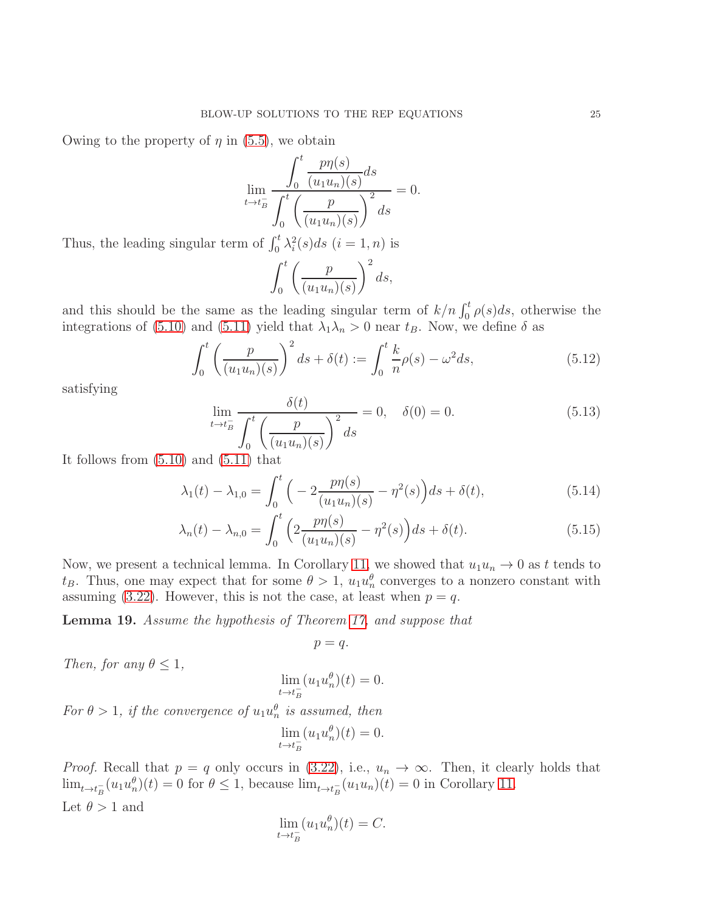Owing to the property of $\eta$ in (5.5), we obtain

$$\lim_{t\to t_B^-} \frac{\displaystyle\int_0^t \frac{p\eta(s)}{(u_1u_n)(s)}ds}{\displaystyle\int_0^t \left(\frac{p}{(u_1u_n)(s)}\right)^2 ds} = 0.$$

Thus, the leading singular term of $\int_0^t \lambda_i^2(s)ds$ $(i = 1, n)$ is

$$\int_0^t \left(\frac{p}{(u_1u_n)(s)}\right)^2 ds,$$

and this should be the same as the leading singular term of $k/n \int_0^t \rho(s)ds$, otherwise the integrations of (5.10) and (5.11) yield that $\lambda_1\lambda_n > 0$ near $t_B$. Now, we define $\delta$ as

$$\int_0^t \left(\frac{p}{(u_1u_n)(s)}\right)^2 ds + \delta(t) := \int_0^t \frac{k}{n}\rho(s) - \omega^2 ds, \tag{5.12}$$

satisfying

$$\lim_{t\to t_B^-} \frac{\delta(t)}{\displaystyle\int_0^t \left(\frac{p}{(u_1u_n)(s)}\right)^2 ds} = 0, \quad \delta(0) = 0. \tag{5.13}$$

It follows from (5.10) and (5.11) that

$$\lambda_1(t) - \lambda_{1,0} = \int_0^t \Big( -2\frac{p\eta(s)}{(u_1u_n)(s)} - \eta^2(s)\Big)ds + \delta(t), \tag{5.14}$$

$$\lambda_n(t) - \lambda_{n,0} = \int_0^t \Big( 2\frac{p\eta(s)}{(u_1u_n)(s)} - \eta^2(s)\Big)ds + \delta(t). \tag{5.15}$$

Now, we present a technical lemma. In Corollary 11, we showed that $u_1u_n \to 0$ as $t$ tends to $t_B$. Thus, one may expect that for some $\theta > 1$, $u_1u_n^\theta$ converges to a nonzero constant with assuming (3.22). However, this is not the case, at least when $p = q$.

**Lemma 19.** *Assume the hypothesis of Theorem 17, and suppose that*

$$p = q.$$

*Then, for any $\theta \le 1$,*

$$\lim_{t\to t_B^-} (u_1u_n^\theta)(t) = 0.$$

*For $\theta > 1$, if the convergence of $u_1u_n^\theta$ is assumed, then*

$$\lim_{t\to t_B^-} (u_1u_n^\theta)(t) = 0.$$

*Proof.* Recall that $p = q$ only occurs in (3.22), i.e., $u_n \to \infty$. Then, it clearly holds that $\lim_{t\to t_B^-}(u_1u_n^\theta)(t) = 0$ for $\theta \le 1$, because $\lim_{t\to t_B^-}(u_1u_n)(t) = 0$ in Corollary 11.

Let $\theta > 1$ and

$$\lim_{t\to t_B^-} (u_1u_n^\theta)(t) = C.$$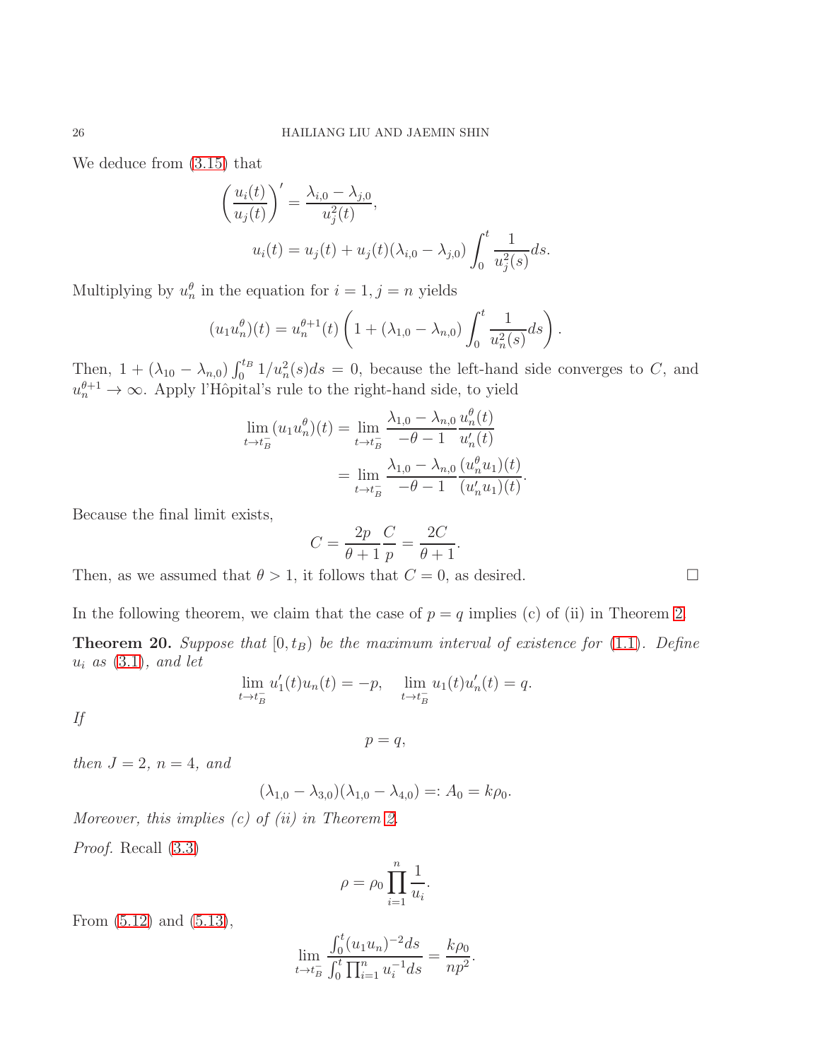We deduce from (3.15) that

$$\left(\frac{u_i(t)}{u_j(t)}\right)' = \frac{\lambda_{i,0} - \lambda_{j,0}}{u_j^2(t)},$$
$$u_i(t) = u_j(t) + u_j(t)(\lambda_{i,0} - \lambda_{j,0}) \int_0^t \frac{1}{u_j^2(s)} ds.$$

Multiplying by $u_n^\theta$ in the equation for $i = 1, j = n$ yields

$$(u_1 u_n^\theta)(t) = u_n^{\theta+1}(t) \left(1 + (\lambda_{1,0} - \lambda_{n,0}) \int_0^t \frac{1}{u_n^2(s)} ds\right).$$

Then, $1 + (\lambda_{10} - \lambda_{n,0}) \int_0^{t_B} 1/u_n^2(s) ds = 0$, because the left-hand side converges to $C$, and $u_n^{\theta+1} \to \infty$. Apply l'Hôpital's rule to the right-hand side, to yield

$$\begin{aligned}
\lim_{t \to t_B^-} (u_1 u_n^\theta)(t) &= \lim_{t \to t_B^-} \frac{\lambda_{1,0} - \lambda_{n,0}}{-\theta - 1} \frac{u_n^\theta(t)}{u_n'(t)} \\
&= \lim_{t \to t_B^-} \frac{\lambda_{1,0} - \lambda_{n,0}}{-\theta - 1} \frac{(u_n^\theta u_1)(t)}{(u_n' u_1)(t)}.
\end{aligned}$$

Because the final limit exists,

$$C = \frac{2p}{\theta + 1} \frac{C}{p} = \frac{2C}{\theta + 1}.$$

Then, as we assumed that $\theta > 1$, it follows that $C = 0$, as desired. □

In the following theorem, we claim that the case of $p = q$ implies (c) of (ii) in Theorem 2.

**Theorem 20.** *Suppose that $[0, t_B)$ be the maximum interval of existence for (1.1). Define $u_i$ as (3.1), and let*

$$\lim_{t \to t_B^-} u_1'(t) u_n(t) = -p, \quad \lim_{t \to t_B^-} u_1(t) u_n'(t) = q.$$

*If*

$$p = q,$$

*then $J = 2$, $n = 4$, and*

$$(\lambda_{1,0} - \lambda_{3,0})(\lambda_{1,0} - \lambda_{4,0}) =: A_0 = k\rho_0.$$

*Moreover, this implies (c) of (ii) in Theorem 2.*

*Proof.* Recall (3.3)

$$\rho = \rho_0 \prod_{i=1}^n \frac{1}{u_i}.$$

From (5.12) and (5.13),

$$\lim_{t \to t_B^-} \frac{\int_0^t (u_1 u_n)^{-2} ds}{\int_0^t \prod_{i=1}^n u_i^{-1} ds} = \frac{k\rho_0}{np^2}.$$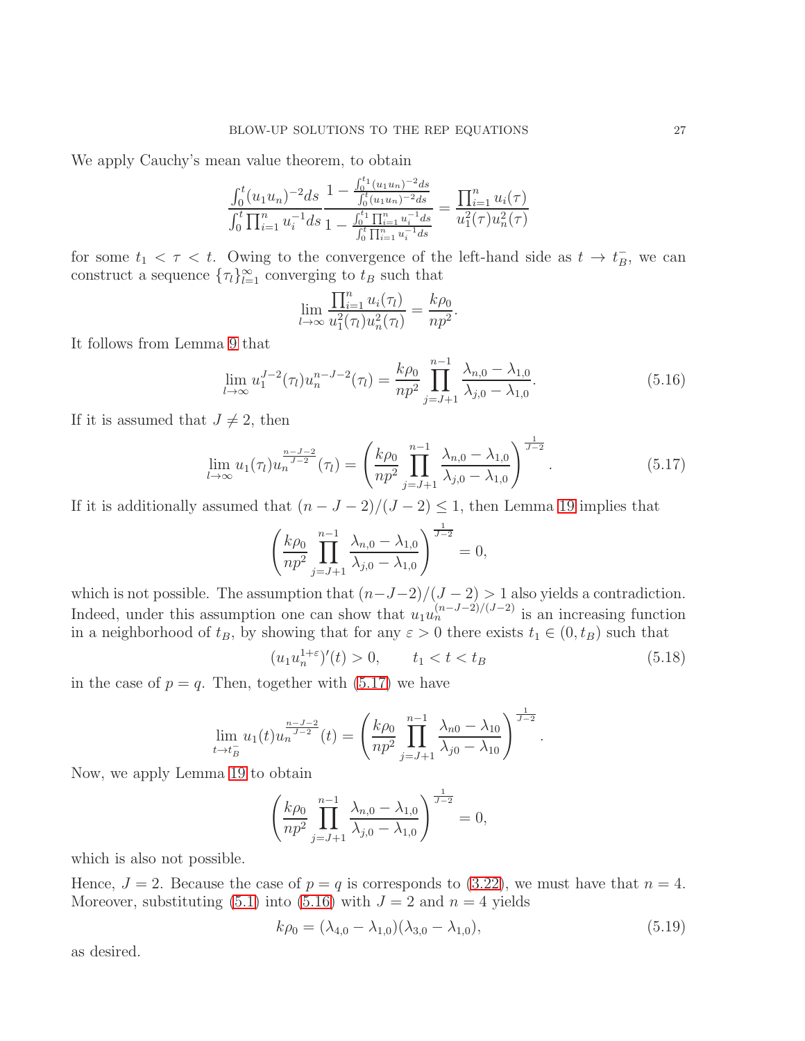We apply Cauchy's mean value theorem, to obtain

$$\frac{\int_0^t (u_1u_n)^{-2}ds}{\int_0^t \prod_{i=1}^n u_i^{-1}ds} \frac{1-\frac{\int_0^{t_1}(u_1u_n)^{-2}ds}{\int_0^t (u_1u_n)^{-2}ds}}{1-\frac{\int_0^{t_1}\prod_{i=1}^n u_i^{-1}ds}{\int_0^t \prod_{i=1}^n u_i^{-1}ds}} = \frac{\prod_{i=1}^n u_i(\tau)}{u_1^2(\tau)u_n^2(\tau)}$$

for some $t_1 < \tau < t$. Owing to the convergence of the left-hand side as $t \to t_B^-$, we can construct a sequence $\{\tau_l\}_{l=1}^\infty$ converging to $t_B$ such that

$$\lim_{l\to\infty} \frac{\prod_{i=1}^n u_i(\tau_l)}{u_1^2(\tau_l)u_n^2(\tau_l)} = \frac{k\rho_0}{np^2}.$$

It follows from Lemma 9 that

$$\lim_{l\to\infty} u_1^{J-2}(\tau_l)u_n^{n-J-2}(\tau_l) = \frac{k\rho_0}{np^2}\prod_{j=J+1}^{n-1}\frac{\lambda_{n,0}-\lambda_{1,0}}{\lambda_{j,0}-\lambda_{1,0}}. \tag{5.16}$$

If it is assumed that $J \neq 2$, then

$$\lim_{l\to\infty} u_1(\tau_l)u_n^{\frac{n-J-2}{J-2}}(\tau_l) = \left(\frac{k\rho_0}{np^2}\prod_{j=J+1}^{n-1}\frac{\lambda_{n,0}-\lambda_{1,0}}{\lambda_{j,0}-\lambda_{1,0}}\right)^{\frac{1}{J-2}}. \tag{5.17}$$

If it is additionally assumed that $(n-J-2)/(J-2) \le 1$, then Lemma 19 implies that

$$\left(\frac{k\rho_0}{np^2}\prod_{j=J+1}^{n-1}\frac{\lambda_{n,0}-\lambda_{1,0}}{\lambda_{j,0}-\lambda_{1,0}}\right)^{\frac{1}{J-2}} = 0,$$

which is not possible. The assumption that $(n-J-2)/(J-2) > 1$ also yields a contradiction. Indeed, under this assumption one can show that $u_1u_n^{(n-J-2)/(J-2)}$ is an increasing function in a neighborhood of $t_B$, by showing that for any $\varepsilon > 0$ there exists $t_1 \in (0, t_B)$ such that

$$(u_1u_n^{1+\varepsilon})'(t) > 0, \qquad t_1 < t < t_B \tag{5.18}$$

in the case of $p = q$. Then, together with (5.17) we have

$$\lim_{t\to t_B^-} u_1(t)u_n^{\frac{n-J-2}{J-2}}(t) = \left(\frac{k\rho_0}{np^2}\prod_{j=J+1}^{n-1}\frac{\lambda_{n0}-\lambda_{10}}{\lambda_{j0}-\lambda_{10}}\right)^{\frac{1}{J-2}}.$$

Now, we apply Lemma 19 to obtain

$$\left(\frac{k\rho_0}{np^2}\prod_{j=J+1}^{n-1}\frac{\lambda_{n,0}-\lambda_{1,0}}{\lambda_{j,0}-\lambda_{1,0}}\right)^{\frac{1}{J-2}} = 0,$$

which is also not possible.

Hence, $J = 2$. Because the case of $p = q$ is corresponds to (3.22), we must have that $n = 4$. Moreover, substituting (5.1) into (5.16) with $J = 2$ and $n = 4$ yields

$$k\rho_0 = (\lambda_{4,0}-\lambda_{1,0})(\lambda_{3,0}-\lambda_{1,0}), \tag{5.19}$$

as desired.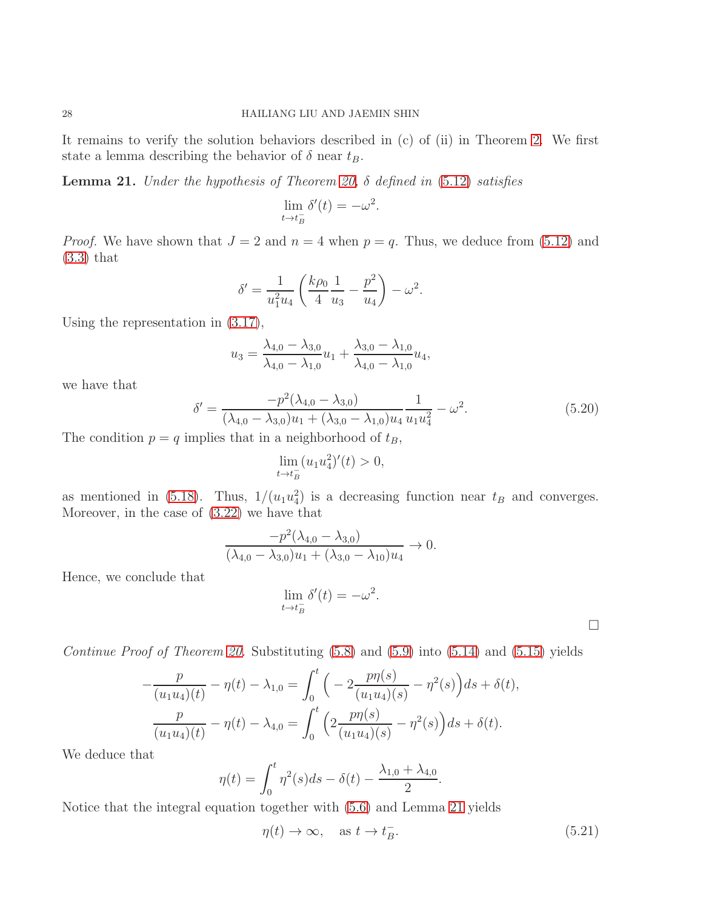It remains to verify the solution behaviors described in (c) of (ii) in Theorem 2. We first state a lemma describing the behavior of $\delta$ near $t_B$.

**Lemma 21.** *Under the hypothesis of Theorem 20, $\delta$ defined in (5.12) satisfies*

$$\lim_{t\to t_B^-} \delta'(t) = -\omega^2.$$

*Proof.* We have shown that $J=2$ and $n=4$ when $p=q$. Thus, we deduce from (5.12) and (3.3) that

$$\delta' = \frac{1}{u_1^2 u_4}\left(\frac{k\rho_0}{4}\frac{1}{u_3} - \frac{p^2}{u_4}\right) - \omega^2.$$

Using the representation in (3.17),

$$u_3 = \frac{\lambda_{4,0}-\lambda_{3,0}}{\lambda_{4,0}-\lambda_{1,0}}u_1 + \frac{\lambda_{3,0}-\lambda_{1,0}}{\lambda_{4,0}-\lambda_{1,0}}u_4,$$

we have that

$$\delta' = \frac{-p^2(\lambda_{4,0}-\lambda_{3,0})}{(\lambda_{4,0}-\lambda_{3,0})u_1 + (\lambda_{3,0}-\lambda_{1,0})u_4}\frac{1}{u_1 u_4^2} - \omega^2. \tag{5.20}$$

The condition $p=q$ implies that in a neighborhood of $t_B$,

$$\lim_{t\to t_B^-} (u_1 u_4^2)'(t) > 0,$$

as mentioned in (5.18). Thus, $1/(u_1u_4^2)$ is a decreasing function near $t_B$ and converges. Moreover, in the case of (3.22) we have that

$$\frac{-p^2(\lambda_{4,0}-\lambda_{3,0})}{(\lambda_{4,0}-\lambda_{3,0})u_1 + (\lambda_{3,0}-\lambda_{10})u_4} \to 0.$$

Hence, we conclude that

$$\lim_{t\to t_B^-} \delta'(t) = -\omega^2.$$

□

*Continue Proof of Theorem 20.* Substituting (5.8) and (5.9) into (5.14) and (5.15) yields

$$-\frac{p}{(u_1u_4)(t)} - \eta(t) - \lambda_{1,0} = \int_0^t \Big(-2\frac{p\eta(s)}{(u_1u_4)(s)} - \eta^2(s)\Big)ds + \delta(t),$$
$$\frac{p}{(u_1u_4)(t)} - \eta(t) - \lambda_{4,0} = \int_0^t \Big(2\frac{p\eta(s)}{(u_1u_4)(s)} - \eta^2(s)\Big)ds + \delta(t).$$

We deduce that

$$\eta(t) = \int_0^t \eta^2(s)ds - \delta(t) - \frac{\lambda_{1,0}+\lambda_{4,0}}{2}.$$

Notice that the integral equation together with (5.6) and Lemma 21 yields

$$\eta(t) \to \infty, \quad \text{as } t\to t_B^-. \tag{5.21}$$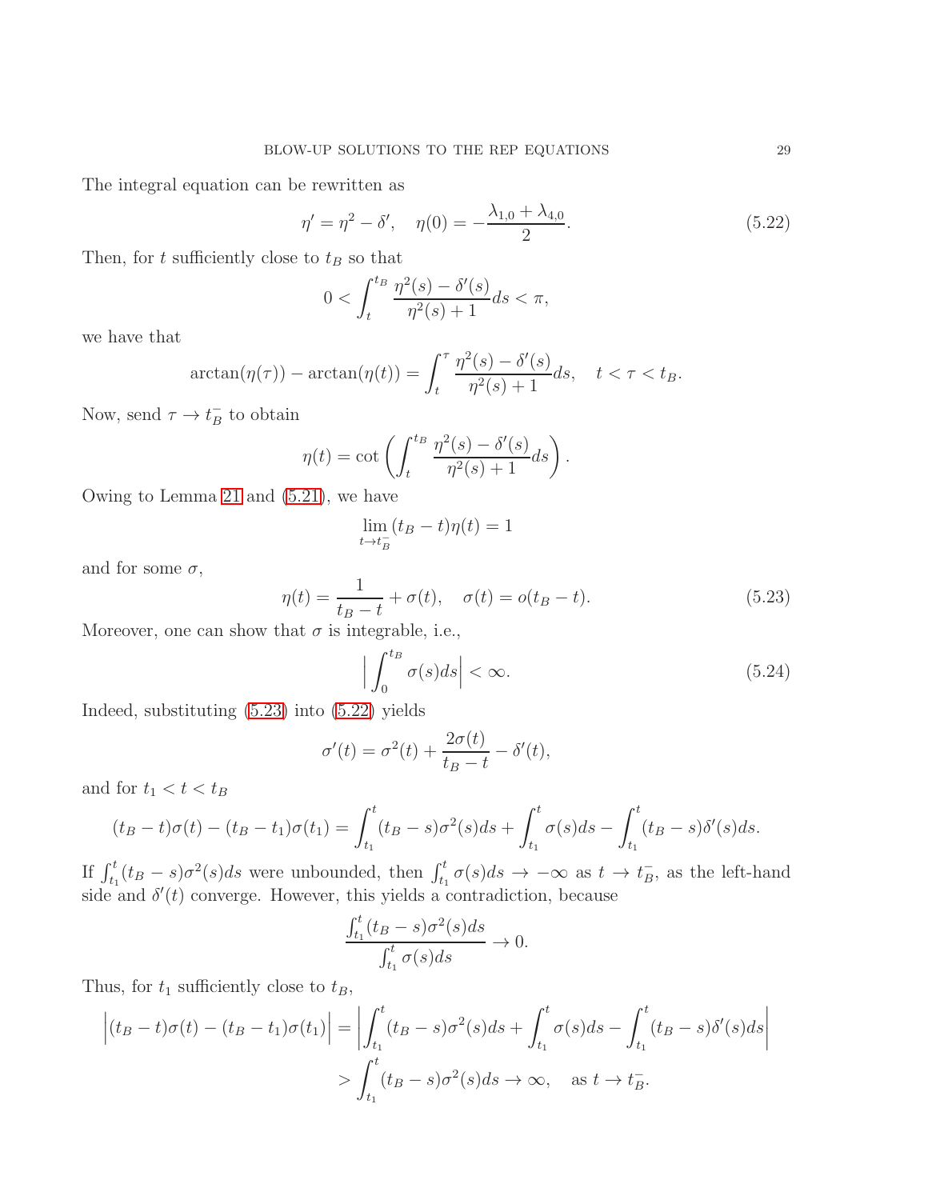The integral equation can be rewritten as

$$\eta' = \eta^2 - \delta', \quad \eta(0) = -\frac{\lambda_{1,0} + \lambda_{4,0}}{2}. \tag{5.22}$$

Then, for $t$ sufficiently close to $t_B$ so that

$$0 < \int_t^{t_B} \frac{\eta^2(s) - \delta'(s)}{\eta^2(s) + 1} ds < \pi,$$

we have that

$$\arctan(\eta(\tau)) - \arctan(\eta(t)) = \int_t^{\tau} \frac{\eta^2(s) - \delta'(s)}{\eta^2(s) + 1} ds, \quad t < \tau < t_B.$$

Now, send $\tau \to t_B^-$ to obtain

$$\eta(t) = \cot\left( \int_t^{t_B} \frac{\eta^2(s) - \delta'(s)}{\eta^2(s) + 1} ds \right).$$

Owing to Lemma 21 and (5.21), we have

$$\lim_{t \to t_B^-} (t_B - t)\eta(t) = 1$$

and for some $\sigma$,

$$\eta(t) = \frac{1}{t_B - t} + \sigma(t), \quad \sigma(t) = o(t_B - t). \tag{5.23}$$

Moreover, one can show that $\sigma$ is integrable, i.e.,

$$\Big| \int_0^{t_B} \sigma(s) ds \Big| < \infty. \tag{5.24}$$

Indeed, substituting (5.23) into (5.22) yields

$$\sigma'(t) = \sigma^2(t) + \frac{2\sigma(t)}{t_B - t} - \delta'(t),$$

and for $t_1 < t < t_B$

$$(t_B - t)\sigma(t) - (t_B - t_1)\sigma(t_1) = \int_{t_1}^t (t_B - s)\sigma^2(s) ds + \int_{t_1}^t \sigma(s) ds - \int_{t_1}^t (t_B - s)\delta'(s) ds.$$

If $\int_{t_1}^t (t_B - s)\sigma^2(s) ds$ were unbounded, then $\int_{t_1}^t \sigma(s) ds \to -\infty$ as $t \to t_B^-$, as the left-hand side and $\delta'(t)$ converge. However, this yields a contradiction, because

$$\frac{\int_{t_1}^t (t_B - s)\sigma^2(s) ds}{\int_{t_1}^t \sigma(s) ds} \to 0.$$

Thus, for $t_1$ sufficiently close to $t_B$,

$$\begin{aligned} \Big| (t_B - t)\sigma(t) - (t_B - t_1)\sigma(t_1) \Big| &= \Big| \int_{t_1}^t (t_B - s)\sigma^2(s) ds + \int_{t_1}^t \sigma(s) ds - \int_{t_1}^t (t_B - s)\delta'(s) ds \Big| \\ &> \int_{t_1}^t (t_B - s)\sigma^2(s) ds \to \infty, \quad \text{as } t \to t_B^-. \end{aligned}$$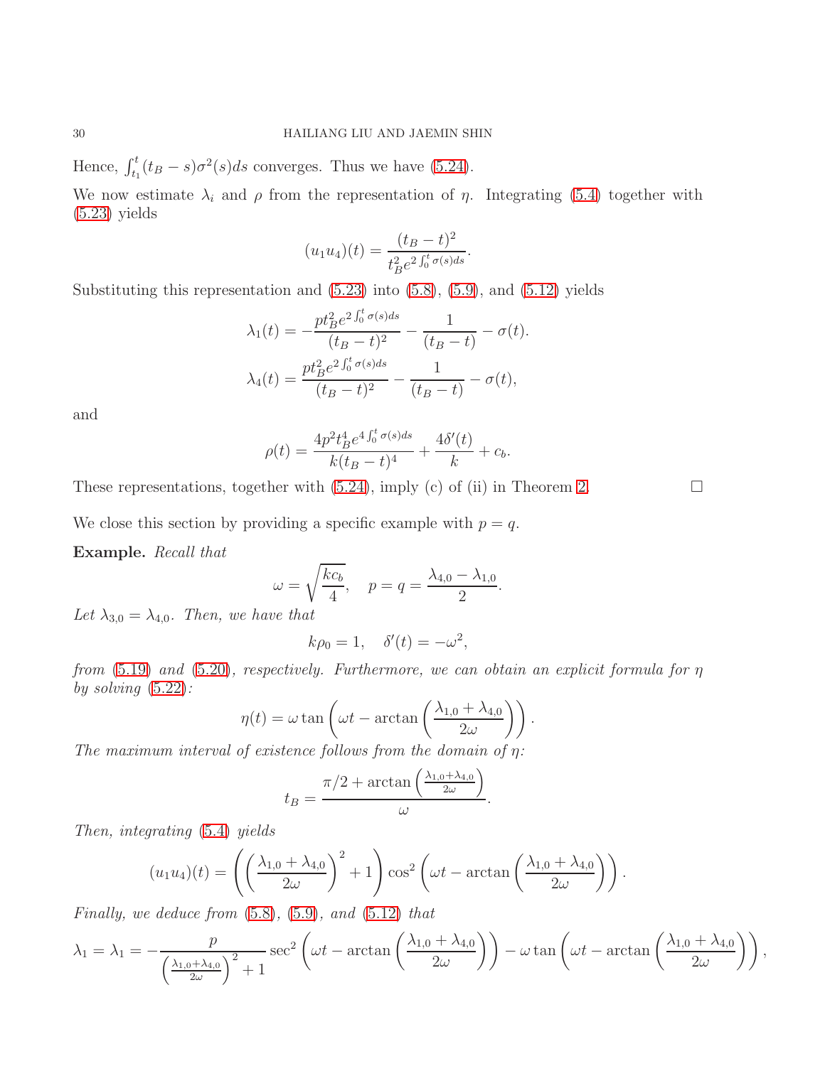Hence, $\int_{t_1}^{t}(t_B - s)\sigma^2(s)ds$ converges. Thus we have (5.24).

We now estimate $\lambda_i$ and $\rho$ from the representation of $\eta$. Integrating (5.4) together with (5.23) yields

$$(u_1 u_4)(t) = \frac{(t_B - t)^2}{t_B^2 e^{2\int_0^t \sigma(s)ds}}.$$

Substituting this representation and (5.23) into (5.8), (5.9), and (5.12) yields

$$\lambda_1(t) = -\frac{p t_B^2 e^{2\int_0^t \sigma(s)ds}}{(t_B - t)^2} - \frac{1}{(t_B - t)} - \sigma(t).$$

$$\lambda_4(t) = \frac{p t_B^2 e^{2\int_0^t \sigma(s)ds}}{(t_B - t)^2} - \frac{1}{(t_B - t)} - \sigma(t),$$

and

$$\rho(t) = \frac{4p^2 t_B^4 e^{4\int_0^t \sigma(s)ds}}{k(t_B - t)^4} + \frac{4\delta'(t)}{k} + c_b.$$

These representations, together with (5.24), imply (c) of (ii) in Theorem 2. $\square$

We close this section by providing a specific example with $p = q$.

**Example.** *Recall that*

$$\omega = \sqrt{\frac{kc_b}{4}}, \quad p = q = \frac{\lambda_{4,0} - \lambda_{1,0}}{2}.$$

*Let $\lambda_{3,0} = \lambda_{4,0}$. Then, we have that*

$$k\rho_0 = 1, \quad \delta'(t) = -\omega^2,$$

*from (5.19) and (5.20), respectively. Furthermore, we can obtain an explicit formula for $\eta$ by solving (5.22):*

$$\eta(t) = \omega \tan\left(\omega t - \arctan\left(\frac{\lambda_{1,0} + \lambda_{4,0}}{2\omega}\right)\right).$$

*The maximum interval of existence follows from the domain of $\eta$:*

$$t_B = \frac{\pi/2 + \arctan\left(\frac{\lambda_{1,0}+\lambda_{4,0}}{2\omega}\right)}{\omega}.$$

*Then, integrating (5.4) yields*

$$(u_1 u_4)(t) = \left(\left(\frac{\lambda_{1,0} + \lambda_{4,0}}{2\omega}\right)^2 + 1\right)\cos^2\left(\omega t - \arctan\left(\frac{\lambda_{1,0} + \lambda_{4,0}}{2\omega}\right)\right).$$

*Finally, we deduce from (5.8), (5.9), and (5.12) that*

$$\lambda_1 = \lambda_1 = -\frac{p}{\left(\frac{\lambda_{1,0}+\lambda_{4,0}}{2\omega}\right)^2 + 1}\sec^2\left(\omega t - \arctan\left(\frac{\lambda_{1,0} + \lambda_{4,0}}{2\omega}\right)\right) - \omega \tan\left(\omega t - \arctan\left(\frac{\lambda_{1,0} + \lambda_{4,0}}{2\omega}\right)\right),$$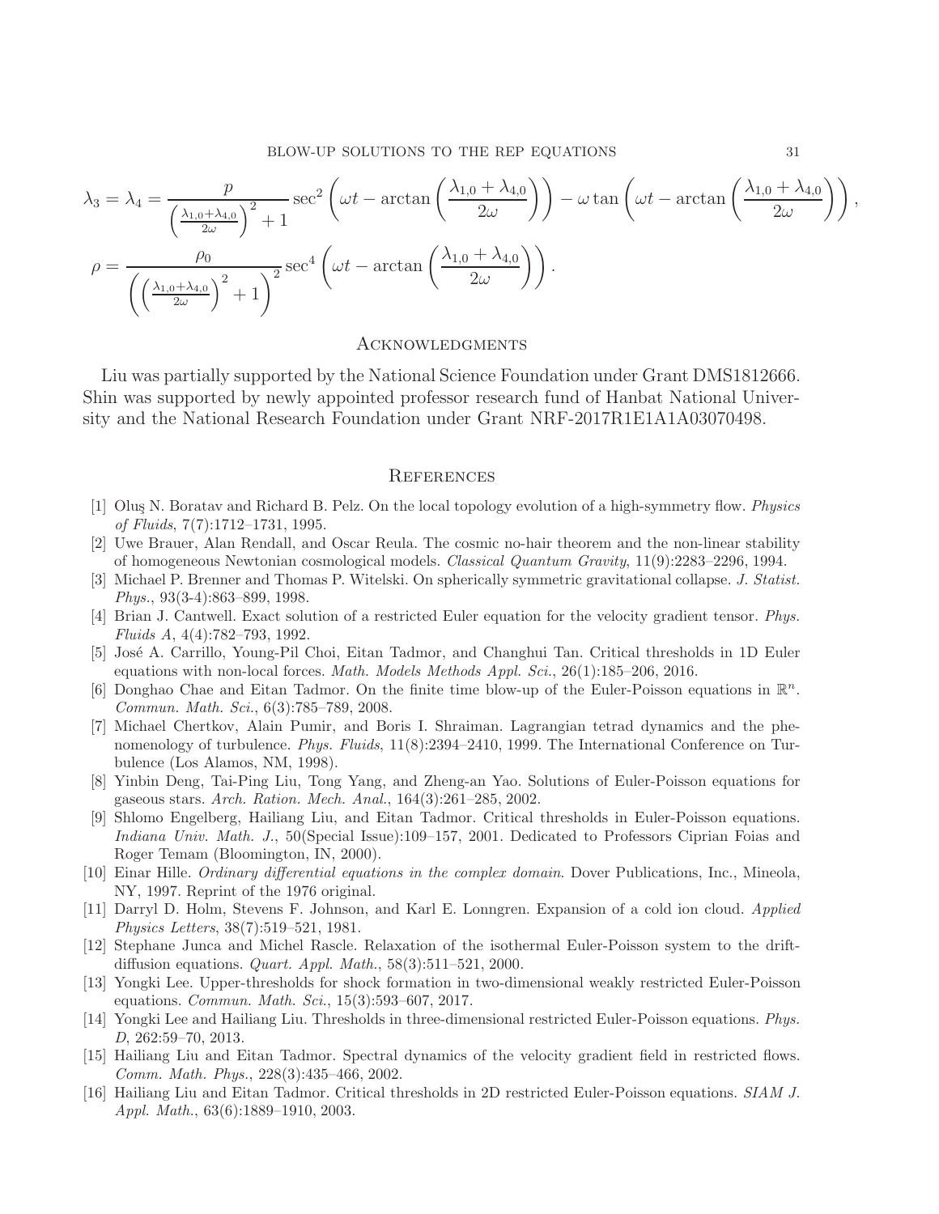$$\lambda_3 = \lambda_4 = \frac{p}{\left(\frac{\lambda_{1,0}+\lambda_{4,0}}{2\omega}\right)^2 + 1} \sec^2\left(\omega t - \arctan\left(\frac{\lambda_{1,0}+\lambda_{4,0}}{2\omega}\right)\right) - \omega \tan\left(\omega t - \arctan\left(\frac{\lambda_{1,0}+\lambda_{4,0}}{2\omega}\right)\right),$$

$$\rho = \frac{\rho_0}{\left(\left(\frac{\lambda_{1,0}+\lambda_{4,0}}{2\omega}\right)^2 + 1\right)^2} \sec^4\left(\omega t - \arctan\left(\frac{\lambda_{1,0}+\lambda_{4,0}}{2\omega}\right)\right).$$

## Acknowledgments

Liu was partially supported by the National Science Foundation under Grant DMS1812666. Shin was supported by newly appointed professor research fund of Hanbat National University and the National Research Foundation under Grant NRF-2017R1E1A1A03070498.

## References

[1] Oluş N. Boratav and Richard B. Pelz. On the local topology evolution of a high-symmetry flow. *Physics of Fluids*, 7(7):1712–1731, 1995.

[2] Uwe Brauer, Alan Rendall, and Oscar Reula. The cosmic no-hair theorem and the non-linear stability of homogeneous Newtonian cosmological models. *Classical Quantum Gravity*, 11(9):2283–2296, 1994.

[3] Michael P. Brenner and Thomas P. Witelski. On spherically symmetric gravitational collapse. *J. Statist. Phys.*, 93(3-4):863–899, 1998.

[4] Brian J. Cantwell. Exact solution of a restricted Euler equation for the velocity gradient tensor. *Phys. Fluids A*, 4(4):782–793, 1992.

[5] José A. Carrillo, Young-Pil Choi, Eitan Tadmor, and Changhui Tan. Critical thresholds in 1D Euler equations with non-local forces. *Math. Models Methods Appl. Sci.*, 26(1):185–206, 2016.

[6] Donghao Chae and Eitan Tadmor. On the finite time blow-up of the Euler-Poisson equations in $\mathbb{R}^n$. *Commun. Math. Sci.*, 6(3):785–789, 2008.

[7] Michael Chertkov, Alain Pumir, and Boris I. Shraiman. Lagrangian tetrad dynamics and the phenomenology of turbulence. *Phys. Fluids*, 11(8):2394–2410, 1999. The International Conference on Turbulence (Los Alamos, NM, 1998).

[8] Yinbin Deng, Tai-Ping Liu, Tong Yang, and Zheng-an Yao. Solutions of Euler-Poisson equations for gaseous stars. *Arch. Ration. Mech. Anal.*, 164(3):261–285, 2002.

[9] Shlomo Engelberg, Hailiang Liu, and Eitan Tadmor. Critical thresholds in Euler-Poisson equations. *Indiana Univ. Math. J.*, 50(Special Issue):109–157, 2001. Dedicated to Professors Ciprian Foias and Roger Temam (Bloomington, IN, 2000).

[10] Einar Hille. *Ordinary differential equations in the complex domain*. Dover Publications, Inc., Mineola, NY, 1997. Reprint of the 1976 original.

[11] Darryl D. Holm, Stevens F. Johnson, and Karl E. Lonngren. Expansion of a cold ion cloud. *Applied Physics Letters*, 38(7):519–521, 1981.

[12] Stephane Junca and Michel Rascle. Relaxation of the isothermal Euler-Poisson system to the drift-diffusion equations. *Quart. Appl. Math.*, 58(3):511–521, 2000.

[13] Yongki Lee. Upper-thresholds for shock formation in two-dimensional weakly restricted Euler-Poisson equations. *Commun. Math. Sci.*, 15(3):593–607, 2017.

[14] Yongki Lee and Hailiang Liu. Thresholds in three-dimensional restricted Euler-Poisson equations. *Phys. D*, 262:59–70, 2013.

[15] Hailiang Liu and Eitan Tadmor. Spectral dynamics of the velocity gradient field in restricted flows. *Comm. Math. Phys.*, 228(3):435–466, 2002.

[16] Hailiang Liu and Eitan Tadmor. Critical thresholds in 2D restricted Euler-Poisson equations. *SIAM J. Appl. Math.*, 63(6):1889–1910, 2003.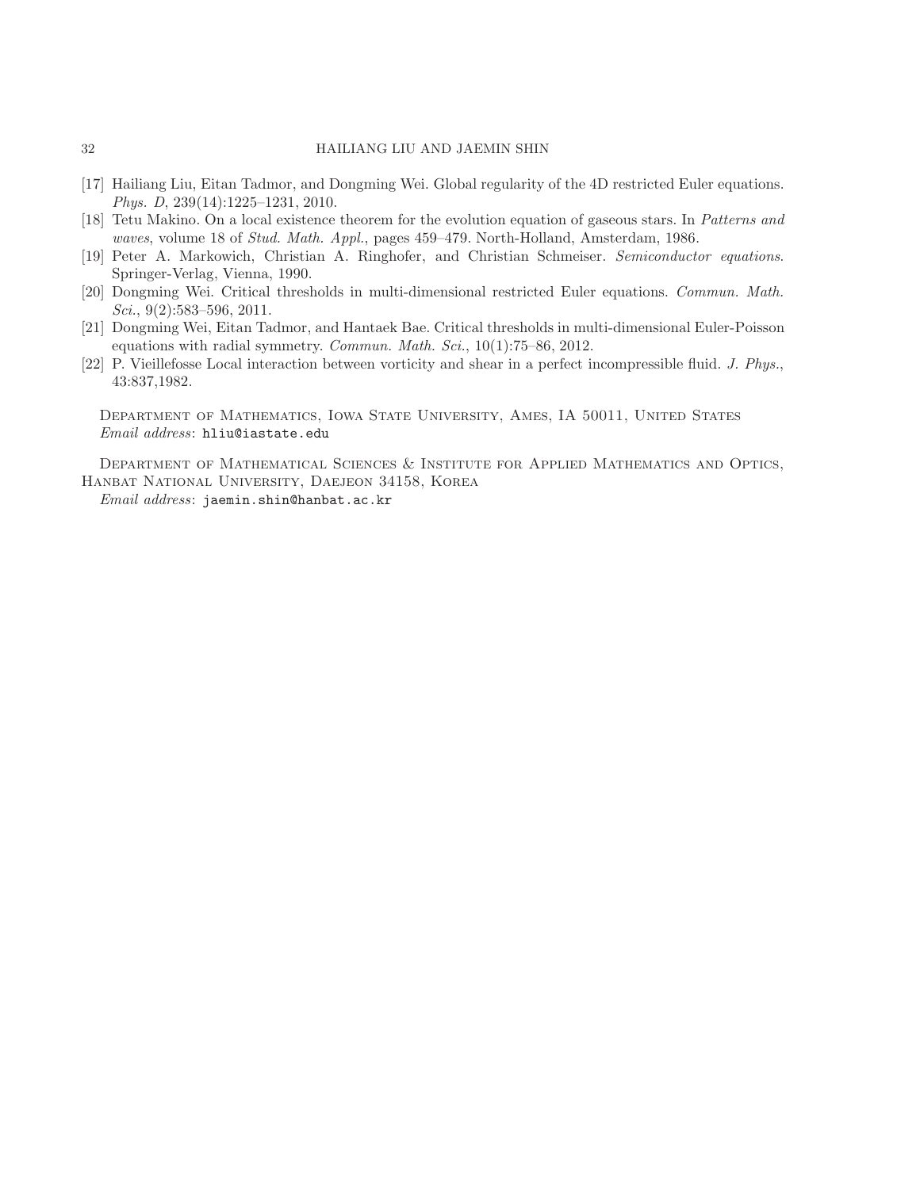[17] Hailiang Liu, Eitan Tadmor, and Dongming Wei. Global regularity of the 4D restricted Euler equations. *Phys. D*, 239(14):1225–1231, 2010.

[18] Tetu Makino. On a local existence theorem for the evolution equation of gaseous stars. In *Patterns and waves*, volume 18 of *Stud. Math. Appl.*, pages 459–479. North-Holland, Amsterdam, 1986.

[19] Peter A. Markowich, Christian A. Ringhofer, and Christian Schmeiser. *Semiconductor equations*. Springer-Verlag, Vienna, 1990.

[20] Dongming Wei. Critical thresholds in multi-dimensional restricted Euler equations. *Commun. Math. Sci.*, 9(2):583–596, 2011.

[21] Dongming Wei, Eitan Tadmor, and Hantaek Bae. Critical thresholds in multi-dimensional Euler-Poisson equations with radial symmetry. *Commun. Math. Sci.*, 10(1):75–86, 2012.

[22] P. Vieillefosse Local interaction between vorticity and shear in a perfect incompressible fluid. *J. Phys.*, 43:837,1982.

Department of Mathematics, Iowa State University, Ames, IA 50011, United States
*Email address*: `hliu@iastate.edu`

Department of Mathematical Sciences & Institute for Applied Mathematics and Optics, Hanbat National University, Daejeon 34158, Korea
*Email address*: `jaemin.shin@hanbat.ac.kr`